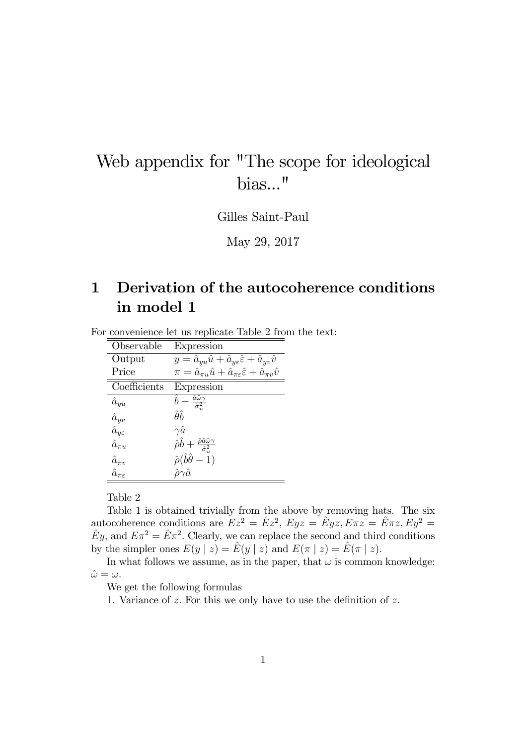# Web appendix for "The scope for ideological bias..."

Gilles Saint-Paul

May 29, 2017

## 1 Derivation of the autocoherence conditions in model 1

For convenience let us replicate Table 2 from the text:

| Observable | Expression |
|---|---|
| Output | $y = \hat{a}_{yu}\hat{u} + \hat{a}_{y\varepsilon}\hat{\varepsilon} + \hat{a}_{yv}\hat{v}$ |
| Price | $\pi = \hat{a}_{\pi u}\hat{u} + \hat{a}_{\pi\varepsilon}\hat{\varepsilon} + \hat{a}_{\pi v}\hat{v}$ |
| **Coefficients** | **Expression** |
| $\hat{a}_{yu}$ | $\hat{b} + \frac{\hat{a}\hat{\omega}\gamma}{\hat{\sigma}_u^2}$ |
| $\hat{a}_{yv}$ | $\hat{\theta}\hat{b}$ |
| $\hat{a}_{y\varepsilon}$ | $\gamma\hat{a}$ |
| $\hat{a}_{\pi u}$ | $\hat{\rho}\hat{b} + \frac{\hat{\rho}\hat{a}\hat{\omega}\gamma}{\hat{\sigma}_u^2}$ |
| $\hat{a}_{\pi v}$ | $\hat{\rho}(\hat{b}\hat{\theta} - 1)$ |
| $\hat{a}_{\pi\varepsilon}$ | $\hat{\rho}\gamma\hat{a}$ |

Table 2

Table 1 is obtained trivially from the above by removing hats. The six autocoherence conditions are $Ez^2 = \hat{E}z^2$, $Eyz = \hat{E}yz, E\pi z = \hat{E}\pi z, Ey^2 = \hat{E}y$, and $E\pi^2 = \hat{E}\pi^2$. Clearly, we can replace the second and third conditions by the simpler ones $E(y \mid z) = \hat{E}(y \mid z)$ and $E(\pi \mid z) = \hat{E}(\pi \mid z)$.

In what follows we assume, as in the paper, that $\omega$ is common knowledge: $\hat{\omega} = \omega$.

We get the following formulas

1. Variance of $z$. For this we only have to use the definition of $z$.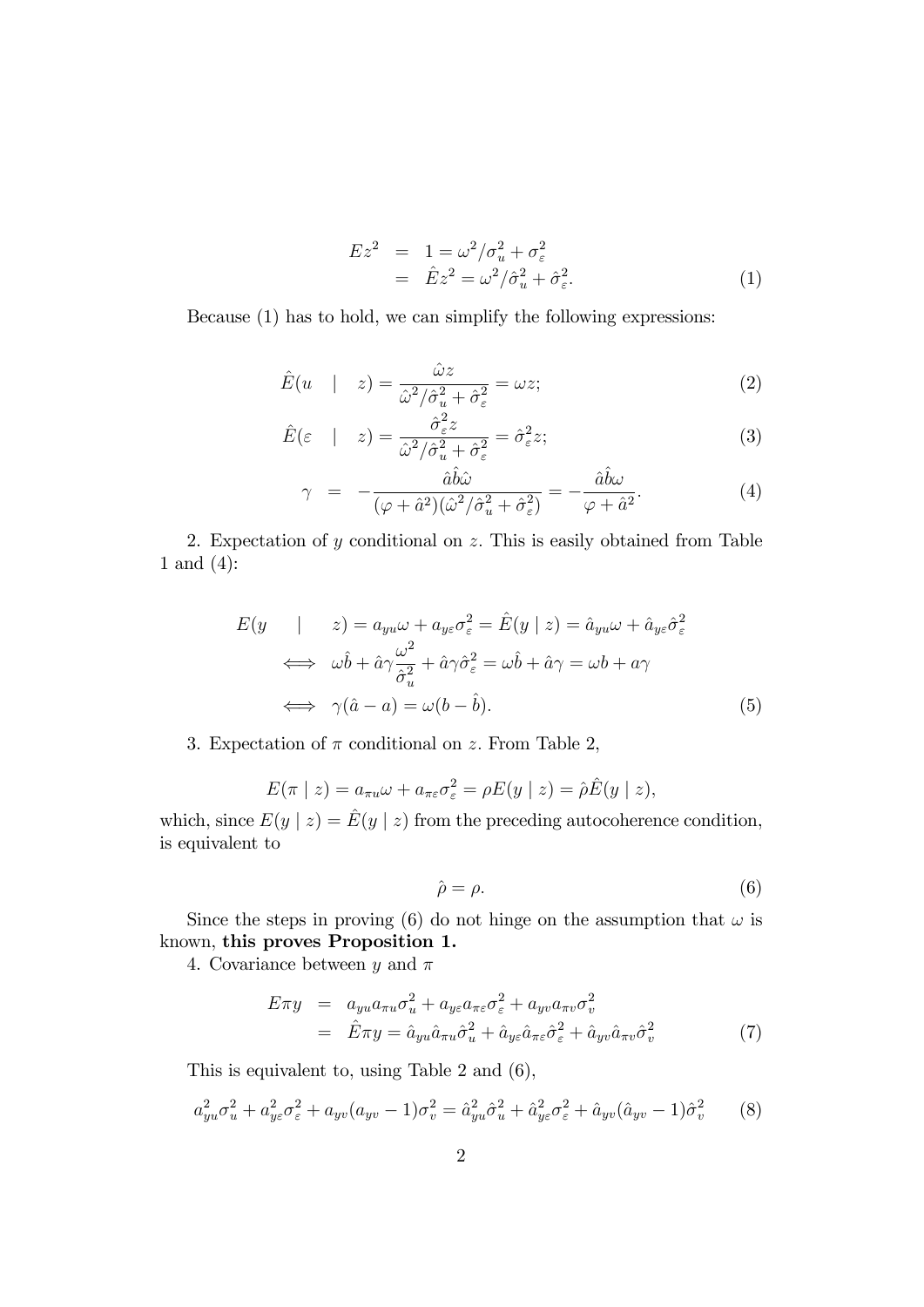$$
\begin{aligned}
Ez^2 &= 1 = \omega^2/\sigma_u^2 + \sigma_\varepsilon^2 \\
&= \hat{E}z^2 = \omega^2/\hat{\sigma}_u^2 + \hat{\sigma}_\varepsilon^2.
\end{aligned} \tag{1}
$$

Because (1) has to hold, we can simplify the following expressions:

$$
\hat{E}(u \quad | \quad z) = \frac{\hat{\omega} z}{\hat{\omega}^2/\hat{\sigma}_u^2 + \hat{\sigma}_\varepsilon^2} = \omega z; \tag{2}
$$

$$
\hat{E}(\varepsilon \quad | \quad z) = \frac{\hat{\sigma}_\varepsilon^2 z}{\hat{\omega}^2/\hat{\sigma}_u^2 + \hat{\sigma}_\varepsilon^2} = \hat{\sigma}_\varepsilon^2 z; \tag{3}
$$

$$
\gamma = -\frac{\hat{a}\hat{b}\hat{\omega}}{(\varphi + \hat{a}^2)(\hat{\omega}^2/\hat{\sigma}_u^2 + \hat{\sigma}_\varepsilon^2)} = -\frac{\hat{a}\hat{b}\omega}{\varphi + \hat{a}^2}. \tag{4}
$$

2. Expectation of $y$ conditional on $z$. This is easily obtained from Table 1 and (4):

$$
\begin{aligned}
E(y \quad | \quad z) &= a_{yu}\omega + a_{y\varepsilon}\sigma_\varepsilon^2 = \hat{E}(y \mid z) = \hat{a}_{yu}\omega + \hat{a}_{y\varepsilon}\hat{\sigma}_\varepsilon^2 \\
&\iff \omega\hat{b} + \hat{a}\gamma\frac{\omega^2}{\hat{\sigma}_u^2} + \hat{a}\gamma\hat{\sigma}_\varepsilon^2 = \omega\hat{b} + \hat{a}\gamma = \omega b + a\gamma \\
&\iff \gamma(\hat{a} - a) = \omega(b - \hat{b}).
\end{aligned} \tag{5}
$$

3. Expectation of $\pi$ conditional on $z$. From Table 2,

$$
E(\pi \mid z) = a_{\pi u}\omega + a_{\pi\varepsilon}\sigma_\varepsilon^2 = \rho E(y \mid z) = \hat{\rho}\hat{E}(y \mid z),
$$

which, since $E(y \mid z) = \hat{E}(y \mid z)$ from the preceding autocoherence condition, is equivalent to

$$
\hat{\rho} = \rho. \tag{6}
$$

Since the steps in proving (6) do not hinge on the assumption that $\omega$ is known, **this proves Proposition 1.**

4. Covariance between $y$ and $\pi$

$$
\begin{aligned}
E\pi y &= a_{yu}a_{\pi u}\sigma_u^2 + a_{y\varepsilon}a_{\pi\varepsilon}\sigma_\varepsilon^2 + a_{yv}a_{\pi v}\sigma_v^2 \\
&= \hat{E}\pi y = \hat{a}_{yu}\hat{a}_{\pi u}\hat{\sigma}_u^2 + \hat{a}_{y\varepsilon}\hat{a}_{\pi\varepsilon}\hat{\sigma}_\varepsilon^2 + \hat{a}_{yv}\hat{a}_{\pi v}\hat{\sigma}_v^2
\end{aligned} \tag{7}
$$

This is equivalent to, using Table 2 and (6),

$$
a_{yu}^2\sigma_u^2 + a_{y\varepsilon}^2\sigma_\varepsilon^2 + a_{yv}(a_{yv} - 1)\sigma_v^2 = \hat{a}_{yu}^2\hat{\sigma}_u^2 + \hat{a}_{y\varepsilon}^2\sigma_\varepsilon^2 + \hat{a}_{yv}(\hat{a}_{yv} - 1)\hat{\sigma}_v^2 \tag{8}
$$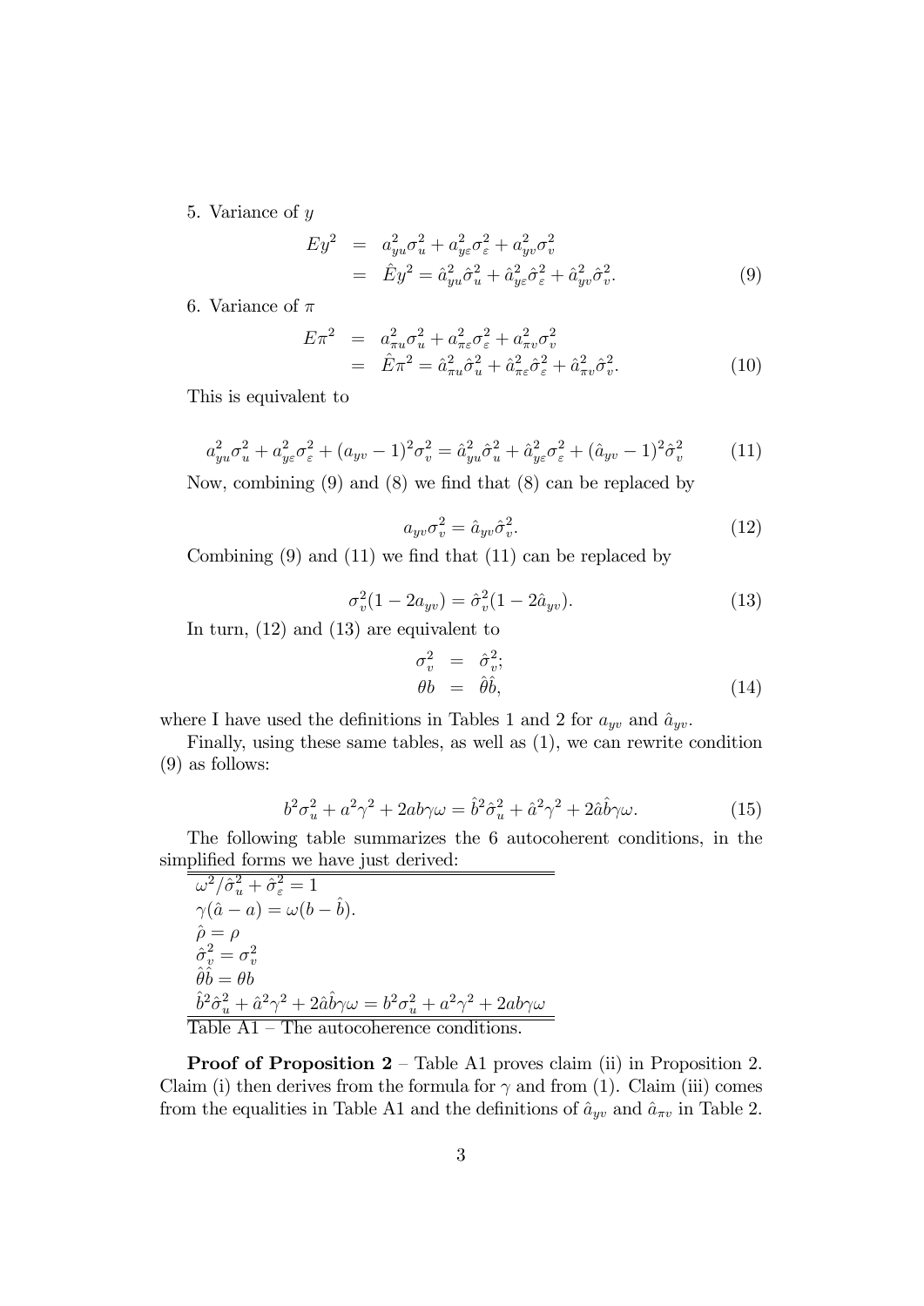5. Variance of $y$

$$
\begin{aligned}
Ey^2 &= a_{yu}^2\sigma_u^2 + a_{y\varepsilon}^2\sigma_\varepsilon^2 + a_{yv}^2\sigma_v^2 \\
&= \hat{E}y^2 = \hat{a}_{yu}^2\hat{\sigma}_u^2 + \hat{a}_{y\varepsilon}^2\hat{\sigma}_\varepsilon^2 + \hat{a}_{yv}^2\hat{\sigma}_v^2. \qquad (9)
\end{aligned}
$$

6. Variance of $\pi$

$$
\begin{aligned}
E\pi^2 &= a_{\pi u}^2\sigma_u^2 + a_{\pi\varepsilon}^2\sigma_\varepsilon^2 + a_{\pi v}^2\sigma_v^2 \\
&= \hat{E}\pi^2 = \hat{a}_{\pi u}^2\hat{\sigma}_u^2 + \hat{a}_{\pi\varepsilon}^2\hat{\sigma}_\varepsilon^2 + \hat{a}_{\pi v}^2\hat{\sigma}_v^2. \qquad (10)
\end{aligned}
$$

This is equivalent to

$$
a_{yu}^2\sigma_u^2 + a_{y\varepsilon}^2\sigma_\varepsilon^2 + (a_{yv} - 1)^2\sigma_v^2 = \hat{a}_{yu}^2\hat{\sigma}_u^2 + \hat{a}_{y\varepsilon}^2\hat{\sigma}_\varepsilon^2 + (\hat{a}_{yv} - 1)^2\hat{\sigma}_v^2 \qquad (11)
$$

Now, combining (9) and (8) we find that (8) can be replaced by

$$
a_{yv}\sigma_v^2 = \hat{a}_{yv}\hat{\sigma}_v^2. \qquad (12)
$$

Combining (9) and (11) we find that (11) can be replaced by

$$
\sigma_v^2(1 - 2a_{yv}) = \hat{\sigma}_v^2(1 - 2\hat{a}_{yv}). \qquad (13)
$$

In turn, (12) and (13) are equivalent to

$$
\begin{aligned}
\sigma_v^2 &= \hat{\sigma}_v^2; \\
\theta b &= \hat{\theta}\hat{b}, \qquad (14)
\end{aligned}
$$

where I have used the definitions in Tables 1 and 2 for $a_{yv}$ and $\hat{a}_{yv}$.

Finally, using these same tables, as well as (1), we can rewrite condition (9) as follows:

$$
b^2\sigma_u^2 + a^2\gamma^2 + 2ab\gamma\omega = \hat{b}^2\hat{\sigma}_u^2 + \hat{a}^2\gamma^2 + 2\hat{a}\hat{b}\gamma\omega. \qquad (15)
$$

The following table summarizes the 6 autocoherent conditions, in the simplified forms we have just derived:

| |
|---|
| $\omega^2/\hat{\sigma}_u^2 + \hat{\sigma}_\varepsilon^2 = 1$ |
| $\gamma(\hat{a} - a) = \omega(b - \hat{b})$. |
| $\hat{\rho} = \rho$ |
| $\hat{\sigma}_v^2 = \sigma_v^2$ |
| $\hat{\theta}\hat{b} = \theta b$ |
| $\hat{b}^2\hat{\sigma}_u^2 + \hat{a}^2\gamma^2 + 2\hat{a}\hat{b}\gamma\omega = b^2\sigma_u^2 + a^2\gamma^2 + 2ab\gamma\omega$ |

Table A1 – The autocoherence conditions.

**Proof of Proposition 2** – Table A1 proves claim (ii) in Proposition 2. Claim (i) then derives from the formula for $\gamma$ and from (1). Claim (iii) comes from the equalities in Table A1 and the definitions of $\hat{a}_{yv}$ and $\hat{a}_{\pi v}$ in Table 2.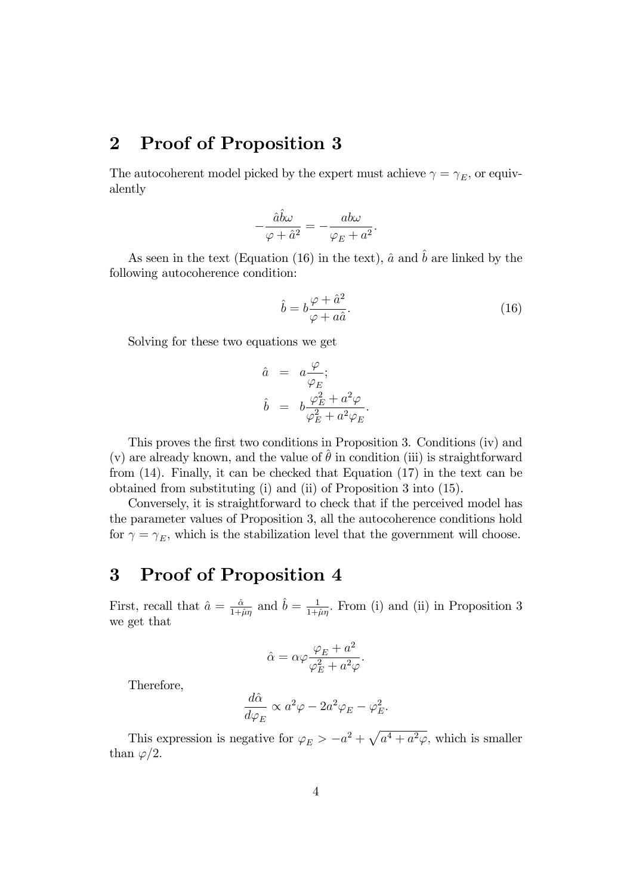## 2 Proof of Proposition 3

The autocoherent model picked by the expert must achieve $\gamma = \gamma_E$, or equivalently

$$-\frac{\hat{a}\hat{b}\omega}{\varphi + \hat{a}^2} = -\frac{ab\omega}{\varphi_E + a^2}.$$

As seen in the text (Equation (16) in the text), $\hat{a}$ and $\hat{b}$ are linked by the following autocoherence condition:

$$\hat{b} = b\frac{\varphi + \hat{a}^2}{\varphi + a\hat{a}}. \tag{16}$$

Solving for these two equations we get

$$\begin{aligned}
\hat{a} &= a\frac{\varphi}{\varphi_E}; \\
\hat{b} &= b\frac{\varphi_E^2 + a^2\varphi}{\varphi_E^2 + a^2\varphi_E}.
\end{aligned}$$

This proves the first two conditions in Proposition 3. Conditions (iv) and (v) are already known, and the value of $\hat{\theta}$ in condition (iii) is straightforward from (14). Finally, it can be checked that Equation (17) in the text can be obtained from substituting (i) and (ii) of Proposition 3 into (15).

Conversely, it is straightforward to check that if the perceived model has the parameter values of Proposition 3, all the autocoherence conditions hold for $\gamma = \gamma_E$, which is the stabilization level that the government will choose.

## 3 Proof of Proposition 4

First, recall that $\hat{a} = \frac{\hat{\alpha}}{1+\hat{\mu}\eta}$ and $\hat{b} = \frac{1}{1+\hat{\mu}\eta}$. From (i) and (ii) in Proposition 3 we get that

$$\hat{\alpha} = \alpha\varphi\frac{\varphi_E + a^2}{\varphi_E^2 + a^2\varphi}.$$

Therefore,

$$\frac{d\hat{\alpha}}{d\varphi_E} \propto a^2\varphi - 2a^2\varphi_E - \varphi_E^2.$$

This expression is negative for $\varphi_E > -a^2 + \sqrt{a^4 + a^2\varphi}$, which is smaller than $\varphi/2$.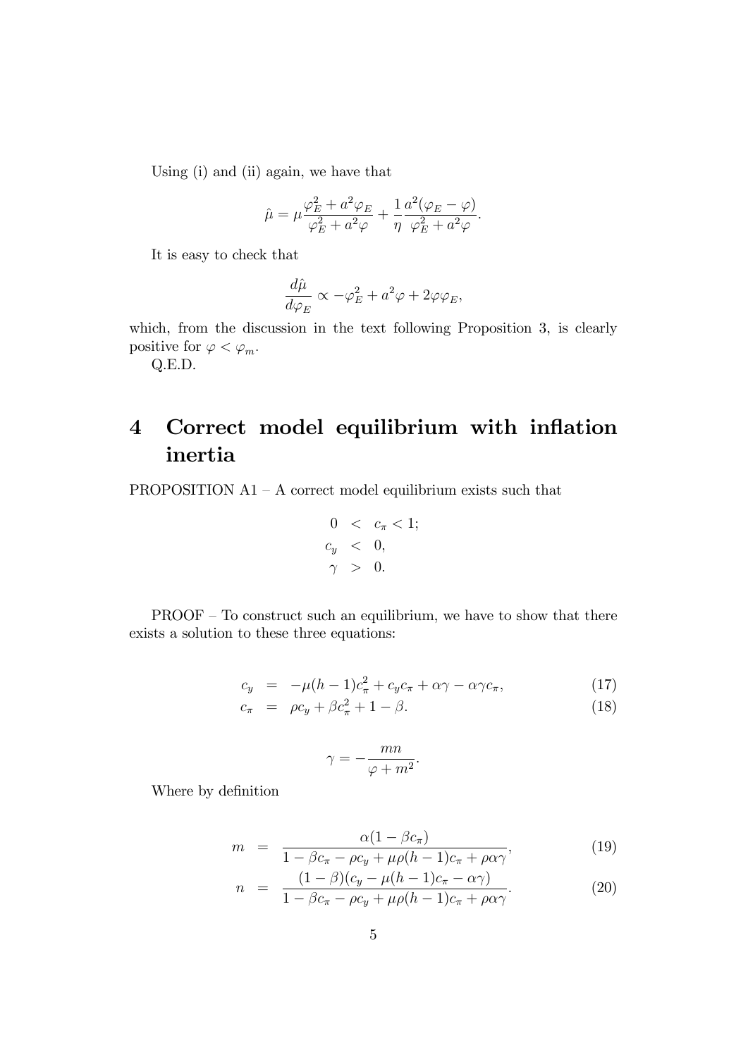Using (i) and (ii) again, we have that

$$\hat{\mu} = \mu \frac{\varphi_E^2 + a^2 \varphi_E}{\varphi_E^2 + a^2 \varphi} + \frac{1}{\eta} \frac{a^2(\varphi_E - \varphi)}{\varphi_E^2 + a^2 \varphi}.$$

It is easy to check that

$$\frac{d\hat{\mu}}{d\varphi_E} \propto -\varphi_E^2 + a^2 \varphi + 2\varphi \varphi_E,$$

which, from the discussion in the text following Proposition 3, is clearly positive for $\varphi < \varphi_m$.

Q.E.D.

# 4 Correct model equilibrium with inflation inertia

PROPOSITION A1 – A correct model equilibrium exists such that

$$\begin{aligned} 0 &< c_\pi < 1; \\ c_y &< 0, \\ \gamma &> 0. \end{aligned}$$

PROOF – To construct such an equilibrium, we have to show that there exists a solution to these three equations:

$$c_y = -\mu(h-1)c_\pi^2 + c_y c_\pi + \alpha\gamma - \alpha\gamma c_\pi, \tag{17}$$

$$c_\pi = \rho c_y + \beta c_\pi^2 + 1 - \beta. \tag{18}$$

$$\gamma = -\frac{mn}{\varphi + m^2}.$$

Where by definition

$$m = \frac{\alpha(1 - \beta c_\pi)}{1 - \beta c_\pi - \rho c_y + \mu\rho(h-1)c_\pi + \rho\alpha\gamma}, \tag{19}$$

$$n = \frac{(1-\beta)(c_y - \mu(h-1)c_\pi - \alpha\gamma)}{1 - \beta c_\pi - \rho c_y + \mu\rho(h-1)c_\pi + \rho\alpha\gamma}. \tag{20}$$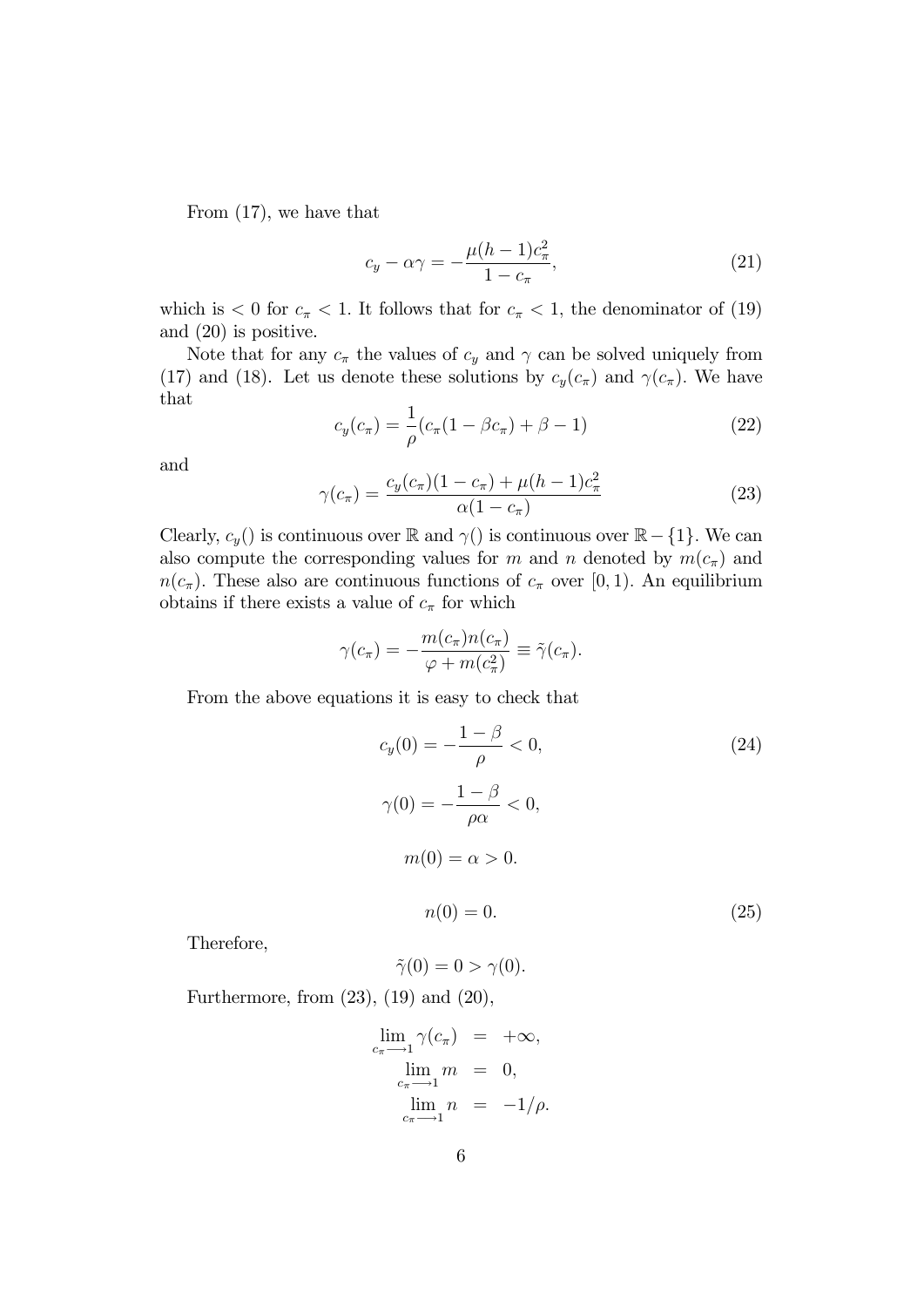From (17), we have that

$$c_y - \alpha\gamma = -\frac{\mu(h-1)c_\pi^2}{1-c_\pi}, \tag{21}$$

which is $< 0$ for $c_\pi < 1$. It follows that for $c_\pi < 1$, the denominator of (19) and (20) is positive.

Note that for any $c_\pi$ the values of $c_y$ and $\gamma$ can be solved uniquely from (17) and (18). Let us denote these solutions by $c_y(c_\pi)$ and $\gamma(c_\pi)$. We have that

$$c_y(c_\pi) = \frac{1}{\rho}(c_\pi(1-\beta c_\pi) + \beta - 1) \tag{22}$$

and

$$\gamma(c_\pi) = \frac{c_y(c_\pi)(1-c_\pi) + \mu(h-1)c_\pi^2}{\alpha(1-c_\pi)} \tag{23}$$

Clearly, $c_y()$ is continuous over $\mathbb{R}$ and $\gamma()$ is continuous over $\mathbb{R} - \{1\}$. We can also compute the corresponding values for $m$ and $n$ denoted by $m(c_\pi)$ and $n(c_\pi)$. These also are continuous functions of $c_\pi$ over $[0, 1)$. An equilibrium obtains if there exists a value of $c_\pi$ for which

$$\gamma(c_\pi) = -\frac{m(c_\pi)n(c_\pi)}{\varphi + m(c_\pi^2)} \equiv \tilde{\gamma}(c_\pi).$$

From the above equations it is easy to check that

$$c_y(0) = -\frac{1-\beta}{\rho} < 0, \tag{24}$$

$$\gamma(0) = -\frac{1-\beta}{\rho\alpha} < 0,$$

$$m(0) = \alpha > 0.$$

$$n(0) = 0. \tag{25}$$

Therefore,

$$\tilde{\gamma}(0) = 0 > \gamma(0).$$

Furthermore, from (23), (19) and (20),

$$\begin{aligned}
\lim_{c_\pi \longrightarrow 1} \gamma(c_\pi) &= +\infty, \\
\lim_{c_\pi \longrightarrow 1} m &= 0, \\
\lim_{c_\pi \longrightarrow 1} n &= -1/\rho.
\end{aligned}$$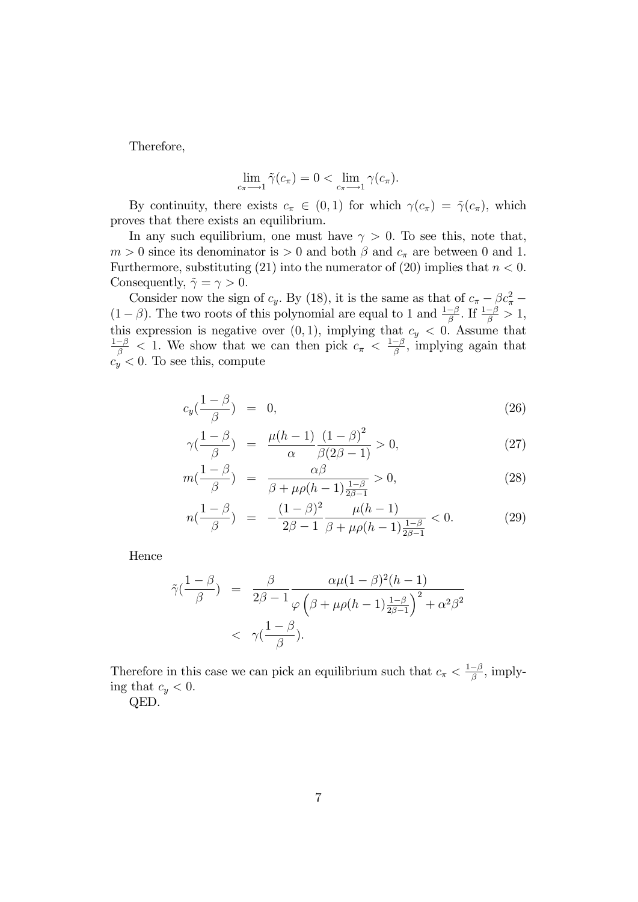Therefore,

$$\lim_{c_\pi \longrightarrow 1} \tilde{\gamma}(c_\pi) = 0 < \lim_{c_\pi \longrightarrow 1} \gamma(c_\pi).$$

By continuity, there exists $c_\pi \in (0,1)$ for which $\gamma(c_\pi) = \tilde{\gamma}(c_\pi)$, which proves that there exists an equilibrium.

In any such equilibrium, one must have $\gamma > 0$. To see this, note that, $m > 0$ since its denominator is $> 0$ and both $\beta$ and $c_\pi$ are between 0 and 1. Furthermore, substituting (21) into the numerator of (20) implies that $n < 0$. Consequently, $\tilde{\gamma} = \gamma > 0$.

Consider now the sign of $c_y$. By (18), it is the same as that of $c_\pi - \beta c_\pi^2 - (1-\beta)$. The two roots of this polynomial are equal to 1 and $\frac{1-\beta}{\beta}$. If $\frac{1-\beta}{\beta} > 1$, this expression is negative over $(0,1)$, implying that $c_y < 0$. Assume that $\frac{1-\beta}{\beta} < 1$. We show that we can then pick $c_\pi < \frac{1-\beta}{\beta}$, implying again that $c_y < 0$. To see this, compute

$$c_y(\frac{1-\beta}{\beta}) = 0, \tag{26}$$

$$\gamma(\frac{1-\beta}{\beta}) = \frac{\mu(h-1)}{\alpha} \frac{(1-\beta)^2}{\beta(2\beta-1)} > 0, \tag{27}$$

$$m(\frac{1-\beta}{\beta}) = \frac{\alpha\beta}{\beta + \mu\rho(h-1)\frac{1-\beta}{2\beta-1}} > 0, \tag{28}$$

$$n(\frac{1-\beta}{\beta}) = -\frac{(1-\beta)^2}{2\beta-1} \frac{\mu(h-1)}{\beta + \mu\rho(h-1)\frac{1-\beta}{2\beta-1}} < 0. \tag{29}$$

Hence

$$\begin{aligned} \tilde{\gamma}(\frac{1-\beta}{\beta}) &= \frac{\beta}{2\beta-1} \frac{\alpha\mu(1-\beta)^2(h-1)}{\varphi\left(\beta + \mu\rho(h-1)\frac{1-\beta}{2\beta-1}\right)^2 + \alpha^2\beta^2} \\ &< \gamma(\frac{1-\beta}{\beta}). \end{aligned}$$

Therefore in this case we can pick an equilibrium such that $c_\pi < \frac{1-\beta}{\beta}$, implying that $c_y < 0$.

QED.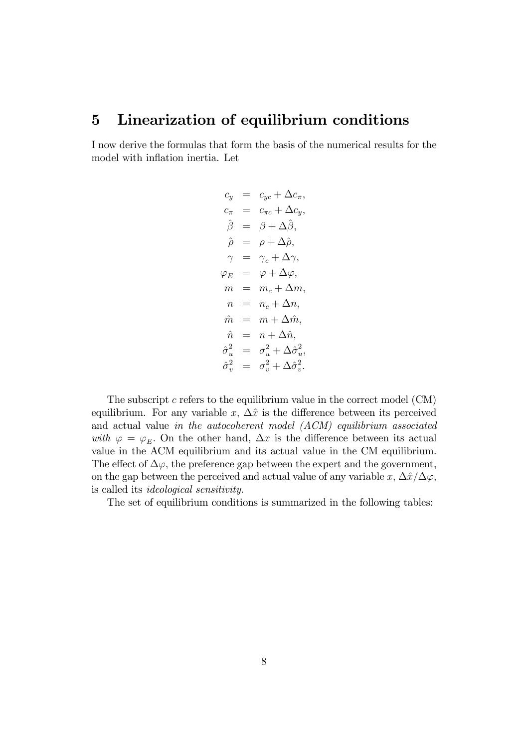# 5 Linearization of equilibrium conditions

I now derive the formulas that form the basis of the numerical results for the model with inflation inertia. Let

$$
\begin{aligned}
c_y &= c_{yc} + \Delta c_\pi, \\
c_\pi &= c_{\pi c} + \Delta c_y, \\
\hat{\beta} &= \beta + \Delta \hat{\beta}, \\
\hat{\rho} &= \rho + \Delta \hat{\rho}, \\
\gamma &= \gamma_c + \Delta \gamma, \\
\varphi_E &= \varphi + \Delta \varphi, \\
m &= m_c + \Delta m, \\
n &= n_c + \Delta n, \\
\hat{m} &= m + \Delta \hat{m}, \\
\hat{n} &= n + \Delta \hat{n}, \\
\hat{\sigma}_u^2 &= \sigma_u^2 + \Delta \hat{\sigma}_u^2, \\
\hat{\sigma}_v^2 &= \sigma_v^2 + \Delta \hat{\sigma}_v^2.
\end{aligned}
$$

The subscript $c$ refers to the equilibrium value in the correct model (CM) equilibrium. For any variable $x$, $\Delta \hat{x}$ is the difference between its perceived and actual value *in the autocoherent model (ACM) equilibrium associated with* $\varphi = \varphi_E$. On the other hand, $\Delta x$ is the difference between its actual value in the ACM equilibrium and its actual value in the CM equilibrium. The effect of $\Delta \varphi$, the preference gap between the expert and the government, on the gap between the perceived and actual value of any variable $x$, $\Delta \hat{x} / \Delta \varphi$, is called its *ideological sensitivity*.

The set of equilibrium conditions is summarized in the following tables: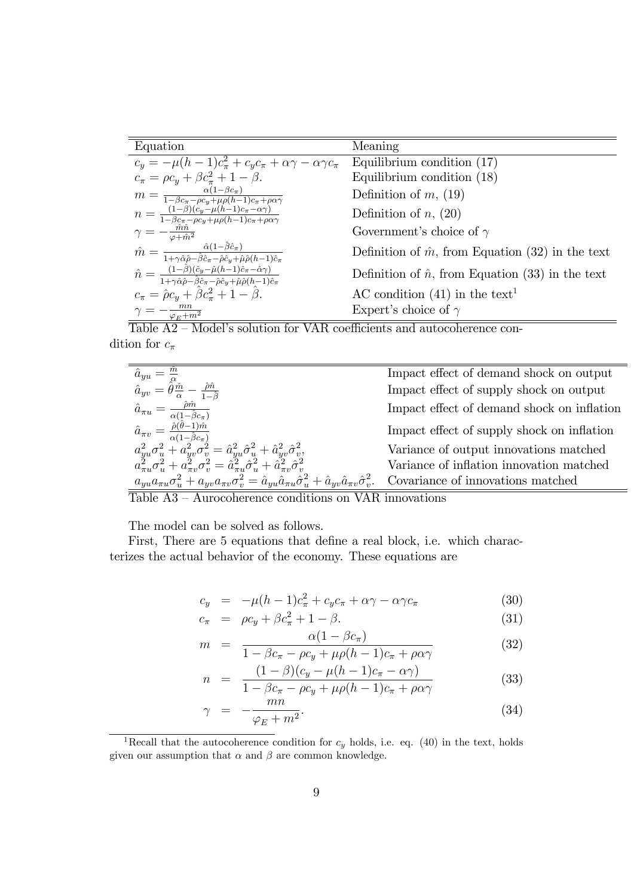| Equation | Meaning |
|---|---|
| $c_y = -\mu(h-1)c_\pi^2 + c_y c_\pi + \alpha\gamma - \alpha\gamma c_\pi$ | Equilibrium condition (17) |
| $c_\pi = \rho c_y + \beta c_\pi^2 + 1 - \beta.$ | Equilibrium condition (18) |
| $m = \frac{\alpha(1-\beta c_\pi)}{1-\beta c_\pi - \rho c_y + \mu\rho(h-1)c_\pi + \rho\alpha\gamma}$ | Definition of $m$, (19) |
| $n = \frac{(1-\beta)(c_y - \mu(h-1)c_\pi - \alpha\gamma)}{1-\beta c_\pi - \rho c_y + \mu\rho(h-1)c_\pi + \rho\alpha\gamma}$ | Definition of $n$, (20) |
| $\gamma = -\frac{\hat{m}\hat{n}}{\varphi + \hat{m}^2}$ | Government's choice of $\gamma$ |
| $\hat{m} = \frac{\hat{\alpha}(1-\hat{\beta}\hat{c}_\pi)}{1+\gamma\hat{\alpha}\hat{\rho} - \hat{\beta}\hat{c}_\pi - \hat{\rho}\hat{c}_y + \hat{\mu}\hat{\rho}(h-1)\hat{c}_\pi}$ | Definition of $\hat{m}$, from Equation (32) in the text |
| $\hat{n} = \frac{(1-\hat{\beta})(\hat{c}_y - \hat{\mu}(h-1)\hat{c}_\pi - \hat{\alpha}\gamma)}{1+\gamma\hat{\alpha}\hat{\rho} - \hat{\beta}\hat{c}_\pi - \hat{\rho}\hat{c}_y + \hat{\mu}\hat{\rho}(h-1)\hat{c}_\pi}$ | Definition of $\hat{n}$, from Equation (33) in the text |
| $c_\pi = \hat{\rho} c_y + \hat{\beta} c_\pi^2 + 1 - \hat{\beta}.$ | AC condition (41) in the text[1] |
| $\gamma = -\frac{mn}{\varphi_E + m^2}$ | Expert's choice of $\gamma$ |

Table A2 – Model's solution for VAR coefficients and autocoherence condition for $c_\pi$

| | |
|---|---|
| $\hat{a}_{yu} = \frac{\hat{m}}{\hat{\alpha}}$ | Impact effect of demand shock on output |
| $\hat{a}_{yv} = \hat{\theta}\frac{\hat{m}}{\alpha} - \frac{\hat{\rho}\hat{n}}{1-\hat{\beta}}$ | Impact effect of supply shock on output |
| $\hat{a}_{\pi u} = \frac{\hat{\rho}\hat{m}}{\alpha(1-\hat{\beta}c_\pi)}$ | Impact effect of demand shock on inflation |
| $\hat{a}_{\pi v} = \frac{\hat{\rho}(\hat{\theta}-1)\hat{m}}{\alpha(1-\hat{\beta}c_\pi)}$ | Impact effect of supply shock on inflation |
| $a_{yu}^2\sigma_u^2 + a_{yv}^2\sigma_v^2 = \hat{a}_{yu}^2\hat{\sigma}_u^2 + \hat{a}_{yv}^2\hat{\sigma}_v^2,$ | Variance of output innovations matched |
| $a_{\pi u}^2\sigma_u^2 + a_{\pi v}^2\sigma_v^2 = \hat{a}_{\pi u}^2\hat{\sigma}_u^2 + \hat{a}_{\pi v}^2\hat{\sigma}_v^2$ | Variance of inflation innovation matched |
| $a_{yu}a_{\pi u}\sigma_u^2 + a_{yv}a_{\pi v}\sigma_v^2 = \hat{a}_{yu}\hat{a}_{\pi u}\hat{\sigma}_u^2 + \hat{a}_{yv}\hat{a}_{\pi v}\hat{\sigma}_v^2.$ | Covariance of innovations matched |

Table A3 – Aurocoherence conditions on VAR innovations

The model can be solved as follows.

First, There are 5 equations that define a real block, i.e. which characterizes the actual behavior of the economy. These equations are

$$c_y = -\mu(h-1)c_\pi^2 + c_y c_\pi + \alpha\gamma - \alpha\gamma c_\pi \tag{30}$$

$$c_\pi = \rho c_y + \beta c_\pi^2 + 1 - \beta. \tag{31}$$

$$m = \frac{\alpha(1-\beta c_\pi)}{1-\beta c_\pi - \rho c_y + \mu\rho(h-1)c_\pi + \rho\alpha\gamma} \tag{32}$$

$$n = \frac{(1-\beta)(c_y - \mu(h-1)c_\pi - \alpha\gamma)}{1-\beta c_\pi - \rho c_y + \mu\rho(h-1)c_\pi + \rho\alpha\gamma} \tag{33}$$

$$\gamma = -\frac{mn}{\varphi_E + m^2}. \tag{34}$$

[1] Recall that the autocoherence condition for $c_y$ holds, i.e. eq. (40) in the text, holds given our assumption that $\alpha$ and $\beta$ are common knowledge.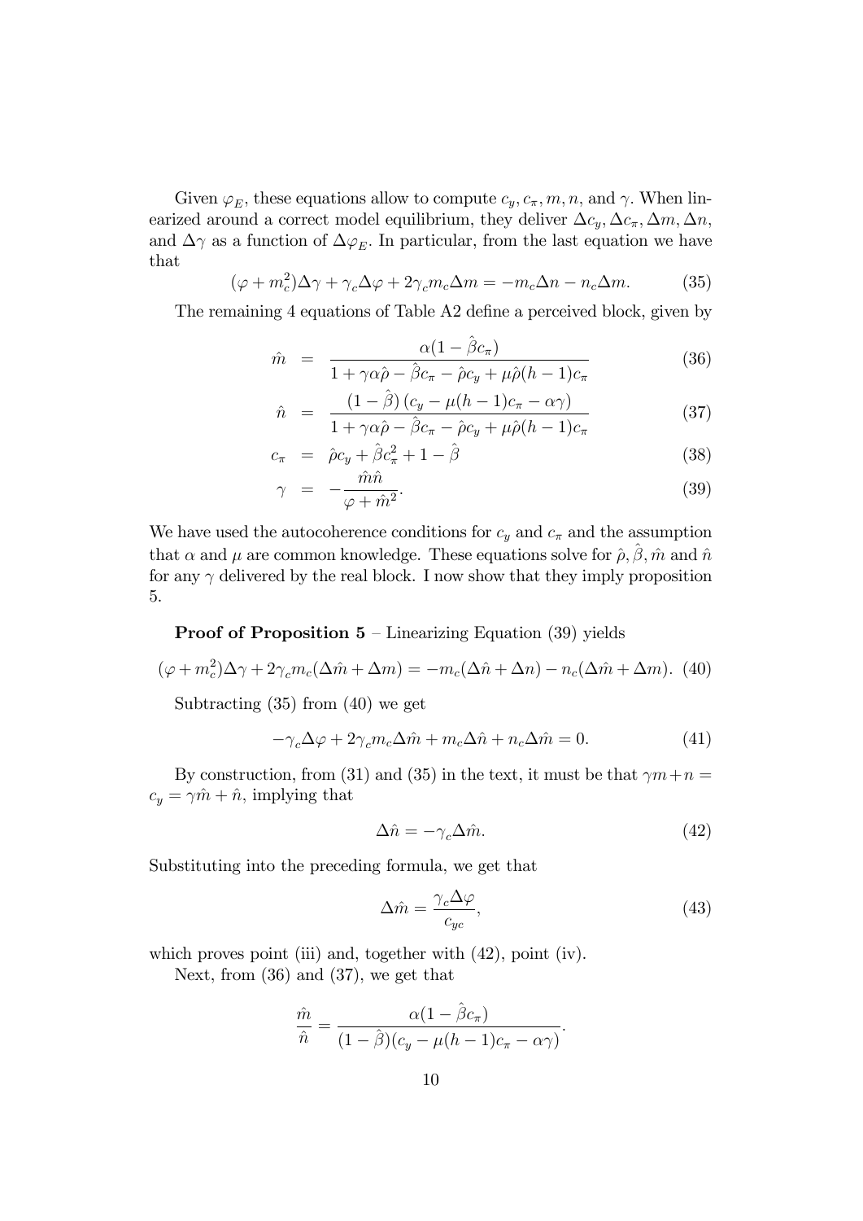Given $\varphi_E$, these equations allow to compute $c_y, c_\pi, m, n$, and $\gamma$. When linearized around a correct model equilibrium, they deliver $\Delta c_y, \Delta c_\pi, \Delta m, \Delta n$, and $\Delta\gamma$ as a function of $\Delta\varphi_E$. In particular, from the last equation we have that

$$(\varphi + m_c^2)\Delta\gamma + \gamma_c \Delta\varphi + 2\gamma_c m_c \Delta m = -m_c \Delta n - n_c \Delta m. \tag{35}$$

The remaining 4 equations of Table A2 define a perceived block, given by

$$\hat{m} = \frac{\alpha(1 - \hat{\beta}c_\pi)}{1 + \gamma\alpha\hat{\rho} - \hat{\beta}c_\pi - \hat{\rho}c_y + \mu\hat{\rho}(h-1)c_\pi} \tag{36}$$

$$\hat{n} = \frac{(1 - \hat{\beta})(c_y - \mu(h-1)c_\pi - \alpha\gamma)}{1 + \gamma\alpha\hat{\rho} - \hat{\beta}c_\pi - \hat{\rho}c_y + \mu\hat{\rho}(h-1)c_\pi} \tag{37}$$

$$c_\pi = \hat{\rho}c_y + \hat{\beta}c_\pi^2 + 1 - \hat{\beta} \tag{38}$$

$$\gamma = -\frac{\hat{m}\hat{n}}{\varphi + \hat{m}^2}. \tag{39}$$

We have used the autocoherence conditions for $c_y$ and $c_\pi$ and the assumption that $\alpha$ and $\mu$ are common knowledge. These equations solve for $\hat{\rho}, \hat{\beta}, \hat{m}$ and $\hat{n}$ for any $\gamma$ delivered by the real block. I now show that they imply proposition 5.

**Proof of Proposition 5** – Linearizing Equation (39) yields

$$(\varphi + m_c^2)\Delta\gamma + 2\gamma_c m_c(\Delta\hat{m} + \Delta m) = -m_c(\Delta\hat{n} + \Delta n) - n_c(\Delta\hat{m} + \Delta m). \tag{40}$$

Subtracting (35) from (40) we get

$$-\gamma_c\Delta\varphi + 2\gamma_c m_c \Delta\hat{m} + m_c\Delta\hat{n} + n_c\Delta\hat{m} = 0. \tag{41}$$

By construction, from (31) and (35) in the text, it must be that $\gamma m + n = c_y = \gamma\hat{m} + \hat{n}$, implying that

$$\Delta\hat{n} = -\gamma_c\Delta\hat{m}. \tag{42}$$

Substituting into the preceding formula, we get that

$$\Delta\hat{m} = \frac{\gamma_c\Delta\varphi}{c_{yc}}, \tag{43}$$

which proves point (iii) and, together with (42), point (iv).

Next, from (36) and (37), we get that

$$\frac{\hat{m}}{\hat{n}} = \frac{\alpha(1 - \hat{\beta}c_\pi)}{(1 - \hat{\beta})(c_y - \mu(h-1)c_\pi - \alpha\gamma)}.$$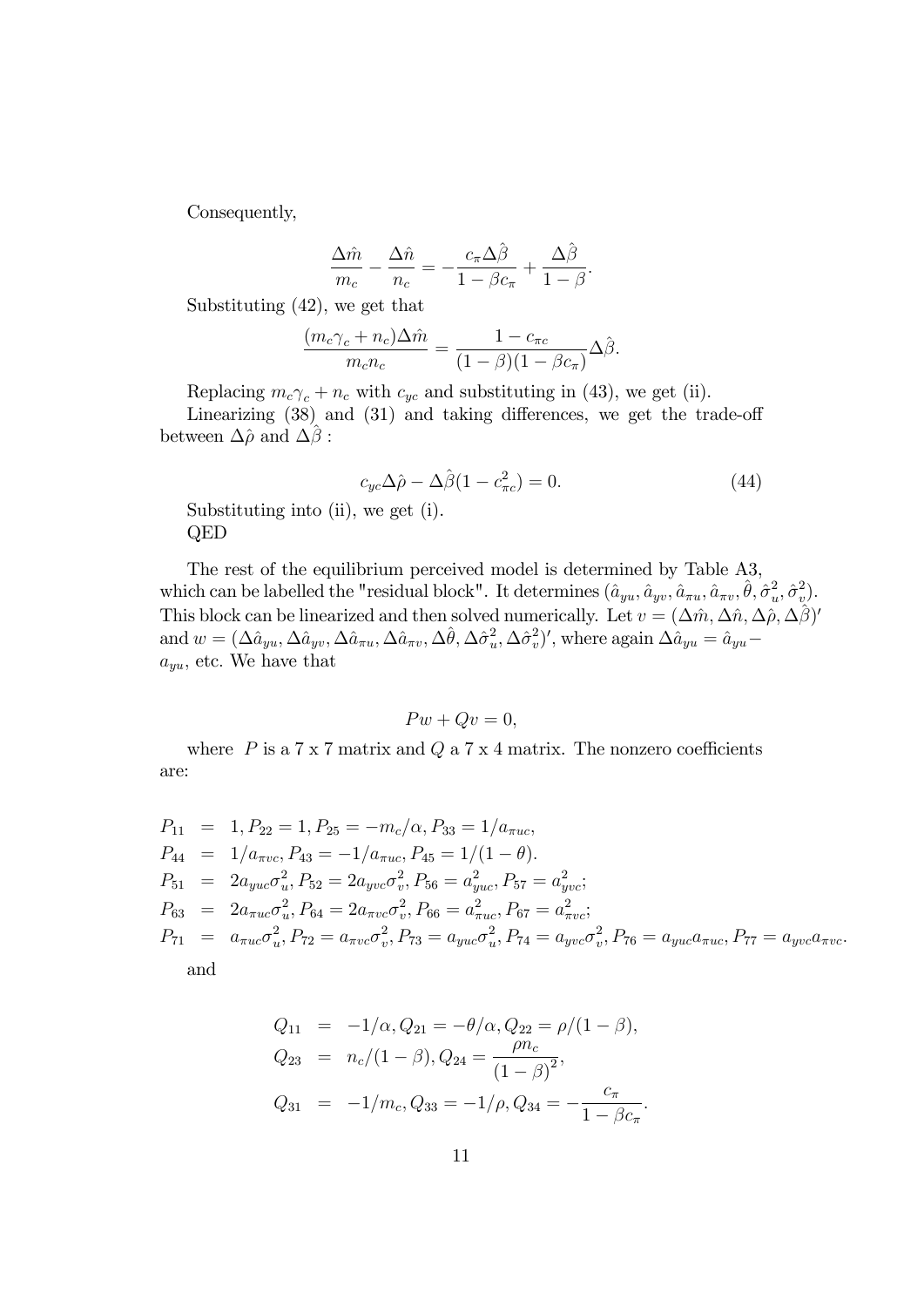Consequently,

$$\frac{\Delta \hat{m}}{m_c} - \frac{\Delta \hat{n}}{n_c} = -\frac{c_\pi \Delta \hat{\beta}}{1 - \beta c_\pi} + \frac{\Delta \hat{\beta}}{1 - \beta}.$$

Substituting (42), we get that

$$\frac{(m_c \gamma_c + n_c)\Delta \hat{m}}{m_c n_c} = \frac{1 - c_{\pi c}}{(1-\beta)(1 - \beta c_\pi)} \Delta \hat{\beta}.$$

Replacing $m_c \gamma_c + n_c$ with $c_{yc}$ and substituting in (43), we get (ii).

Linearizing (38) and (31) and taking differences, we get the trade-off between $\Delta \hat{\rho}$ and $\Delta \hat{\beta}$ :

$$c_{yc} \Delta \hat{\rho} - \Delta \hat{\beta}(1 - c_{\pi c}^2) = 0. \tag{44}$$

Substituting into (ii), we get (i).

QED

The rest of the equilibrium perceived model is determined by Table A3, which can be labelled the "residual block". It determines $(\hat{a}_{yu}, \hat{a}_{yv}, \hat{a}_{\pi u}, \hat{a}_{\pi v}, \hat{\theta}, \hat{\sigma}_u^2, \hat{\sigma}_v^2)$. This block can be linearized and then solved numerically. Let $v = (\Delta \hat{m}, \Delta \hat{n}, \Delta \hat{\rho}, \Delta \hat{\beta})'$ and $w = (\Delta \hat{a}_{yu}, \Delta \hat{a}_{yv}, \Delta \hat{a}_{\pi u}, \Delta \hat{a}_{\pi v}, \Delta \hat{\theta}, \Delta \hat{\sigma}_u^2, \Delta \hat{\sigma}_v^2)'$, where again $\Delta \hat{a}_{yu} = \hat{a}_{yu} - a_{yu}$, etc. We have that

$$Pw + Qv = 0,$$

where $P$ is a 7 x 7 matrix and $Q$ a 7 x 4 matrix. The nonzero coefficients are:

$$\begin{aligned}
P_{11} &= 1, P_{22} = 1, P_{25} = -m_c/\alpha, P_{33} = 1/a_{\pi uc}, \\
P_{44} &= 1/a_{\pi vc}, P_{43} = -1/a_{\pi uc}, P_{45} = 1/(1-\theta). \\
P_{51} &= 2a_{yuc}\sigma_u^2, P_{52} = 2a_{yvc}\sigma_v^2, P_{56} = a_{yuc}^2, P_{57} = a_{yvc}^2; \\
P_{63} &= 2a_{\pi uc}\sigma_u^2, P_{64} = 2a_{\pi vc}\sigma_v^2, P_{66} = a_{\pi uc}^2, P_{67} = a_{\pi vc}^2; \\
P_{71} &= a_{\pi uc}\sigma_u^2, P_{72} = a_{\pi vc}\sigma_v^2, P_{73} = a_{yuc}\sigma_u^2, P_{74} = a_{yvc}\sigma_v^2, P_{76} = a_{yuc}a_{\pi uc}, P_{77} = a_{yvc}a_{\pi vc}.
\end{aligned}$$

and

$$\begin{aligned}
Q_{11} &= -1/\alpha, Q_{21} = -\theta/\alpha, Q_{22} = \rho/(1-\beta), \\
Q_{23} &= n_c/(1-\beta), Q_{24} = \frac{\rho n_c}{(1-\beta)^2}, \\
Q_{31} &= -1/m_c, Q_{33} = -1/\rho, Q_{34} = -\frac{c_\pi}{1 - \beta c_\pi}.
\end{aligned}$$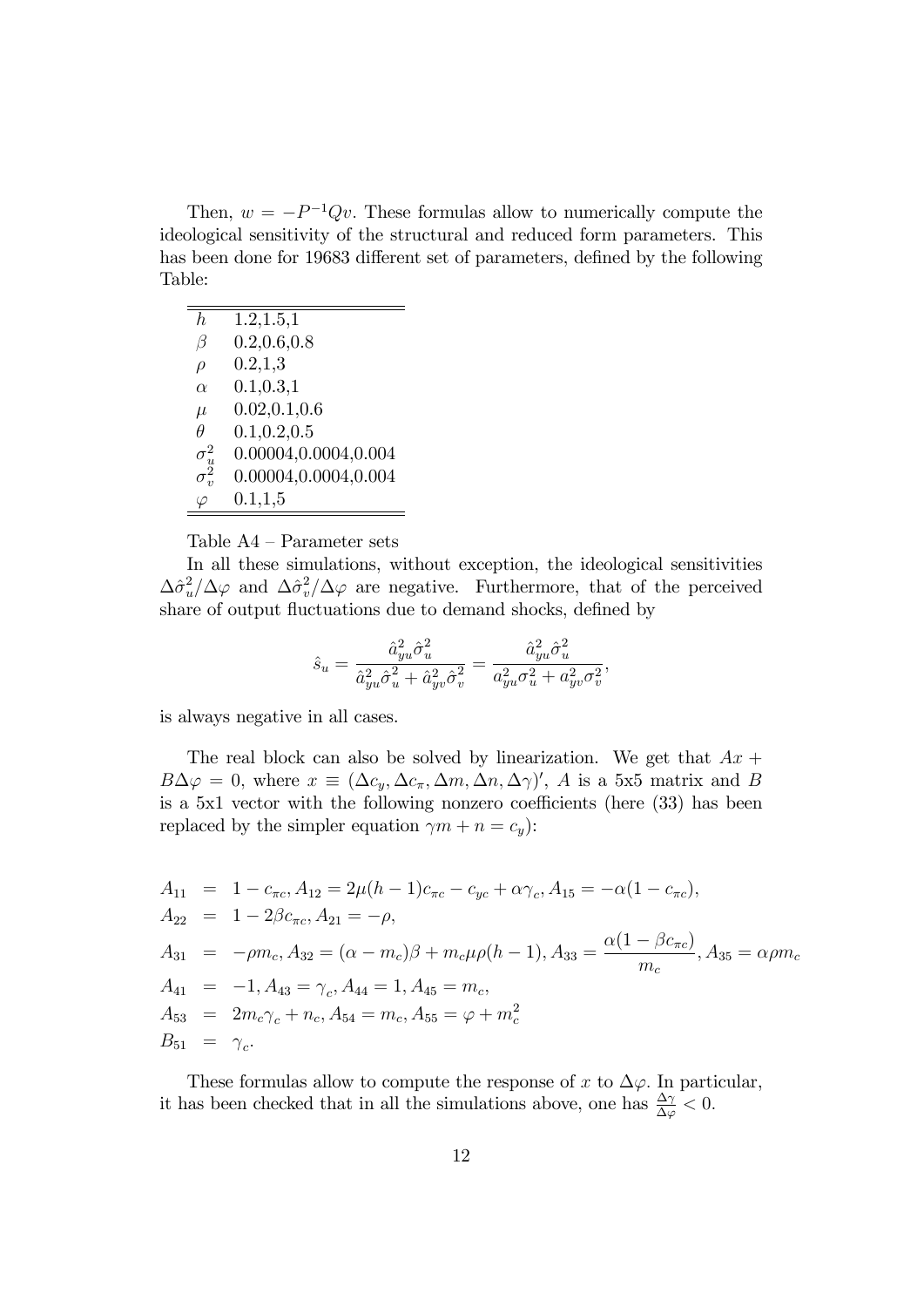Then, $w = -P^{-1}Qv$. These formulas allow to numerically compute the ideological sensitivity of the structural and reduced form parameters. This has been done for 19683 different set of parameters, defined by the following Table:

| | |
|---|---|
| $h$ | 1.2,1.5,1 |
| $\beta$ | 0.2,0.6,0.8 |
| $\rho$ | 0.2,1,3 |
| $\alpha$ | 0.1,0.3,1 |
| $\mu$ | 0.02,0.1,0.6 |
| $\theta$ | 0.1,0.2,0.5 |
| $\sigma_u^2$ | 0.00004,0.0004,0.004 |
| $\sigma_v^2$ | 0.00004,0.0004,0.004 |
| $\varphi$ | 0.1,1,5 |

Table A4 – Parameter sets

In all these simulations, without exception, the ideological sensitivities $\Delta\hat{\sigma}_u^2/\Delta\varphi$ and $\Delta\hat{\sigma}_v^2/\Delta\varphi$ are negative. Furthermore, that of the perceived share of output fluctuations due to demand shocks, defined by

$$\hat{s}_u = \frac{\hat{a}_{yu}^2\hat{\sigma}_u^2}{\hat{a}_{yu}^2\hat{\sigma}_u^2 + \hat{a}_{yv}^2\hat{\sigma}_v^2} = \frac{\hat{a}_{yu}^2\hat{\sigma}_u^2}{a_{yu}^2\sigma_u^2 + a_{yv}^2\sigma_v^2},$$

is always negative in all cases.

The real block can also be solved by linearization. We get that $Ax + B\Delta\varphi = 0$, where $x \equiv (\Delta c_y, \Delta c_\pi, \Delta m, \Delta n, \Delta\gamma)'$, $A$ is a 5x5 matrix and $B$ is a 5x1 vector with the following nonzero coefficients (here (33) has been replaced by the simpler equation $\gamma m + n = c_y$):

$$\begin{aligned}
A_{11} &= 1 - c_{\pi c}, A_{12} = 2\mu(h-1)c_{\pi c} - c_{yc} + \alpha\gamma_c, A_{15} = -\alpha(1 - c_{\pi c}), \\
A_{22} &= 1 - 2\beta c_{\pi c}, A_{21} = -\rho, \\
A_{31} &= -\rho m_c, A_{32} = (\alpha - m_c)\beta + m_c\mu\rho(h-1), A_{33} = \frac{\alpha(1 - \beta c_{\pi c})}{m_c}, A_{35} = \alpha\rho m_c \\
A_{41} &= -1, A_{43} = \gamma_c, A_{44} = 1, A_{45} = m_c, \\
A_{53} &= 2m_c\gamma_c + n_c, A_{54} = m_c, A_{55} = \varphi + m_c^2 \\
B_{51} &= \gamma_c.
\end{aligned}$$

These formulas allow to compute the response of $x$ to $\Delta\varphi$. In particular, it has been checked that in all the simulations above, one has $\frac{\Delta\gamma}{\Delta\varphi} < 0$.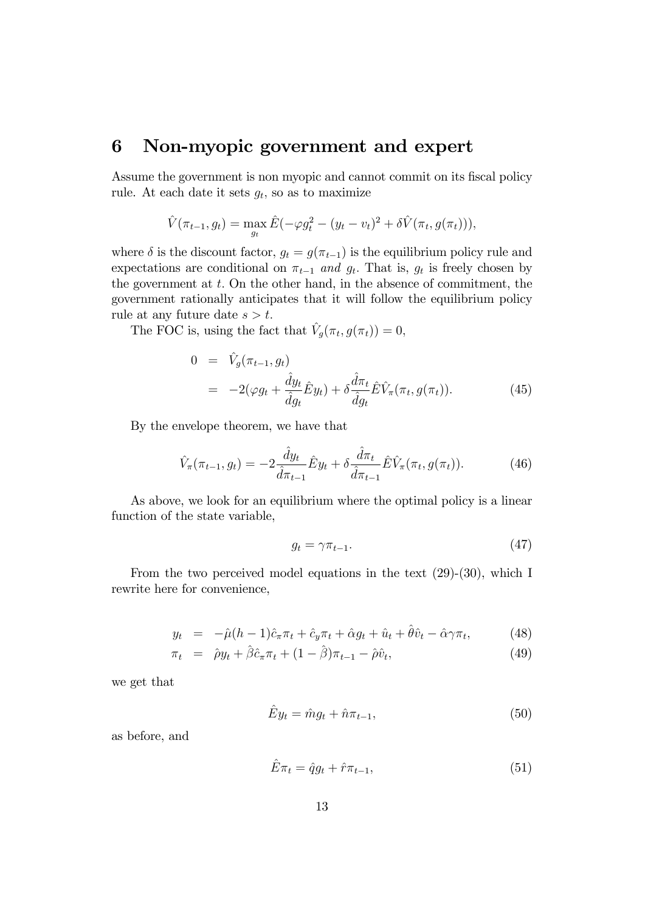# 6 Non-myopic government and expert

Assume the government is non myopic and cannot commit on its fiscal policy rule. At each date it sets $g_t$, so as to maximize

$$\hat{V}(\pi_{t-1}, g_t) = \max_{g_t} \hat{E}(-\varphi g_t^2 - (y_t - v_t)^2 + \delta \hat{V}(\pi_t, g(\pi_t))),$$

where $\delta$ is the discount factor, $g_t = g(\pi_{t-1})$ is the equilibrium policy rule and expectations are conditional on $\pi_{t-1}$ *and* $g_t$. That is, $g_t$ is freely chosen by the government at $t$. On the other hand, in the absence of commitment, the government rationally anticipates that it will follow the equilibrium policy rule at any future date $s > t$.

The FOC is, using the fact that $\hat{V}_g(\pi_t, g(\pi_t)) = 0$,

$$\begin{aligned} 0 &= \hat{V}_g(\pi_{t-1}, g_t) \\ &= -2(\varphi g_t + \frac{\hat{d}y_t}{\hat{d}g_t}\hat{E}y_t) + \delta \frac{\hat{d}\pi_t}{\hat{d}g_t}\hat{E}\hat{V}_\pi(\pi_t, g(\pi_t)). \end{aligned} \tag{45}$$

By the envelope theorem, we have that

$$\hat{V}_\pi(\pi_{t-1}, g_t) = -2\frac{\hat{d}y_t}{\hat{d}\pi_{t-1}}\hat{E}y_t + \delta \frac{\hat{d}\pi_t}{\hat{d}\pi_{t-1}}\hat{E}\hat{V}_\pi(\pi_t, g(\pi_t)). \tag{46}$$

As above, we look for an equilibrium where the optimal policy is a linear function of the state variable,

$$g_t = \gamma \pi_{t-1}. \tag{47}$$

From the two perceived model equations in the text (29)-(30), which I rewrite here for convenience,

$$\begin{aligned} y_t &= -\hat{\mu}(h-1)\hat{c}_\pi \pi_t + \hat{c}_y \pi_t + \hat{\alpha} g_t + \hat{u}_t + \hat{\theta}\hat{v}_t - \hat{\alpha}\gamma\pi_t, \\ \pi_t &= \hat{\rho} y_t + \hat{\beta}\hat{c}_\pi \pi_t + (1-\hat{\beta})\pi_{t-1} - \hat{\rho}\hat{v}_t, \end{aligned} \tag{48, 49}$$

we get that

$$\hat{E}y_t = \hat{m}g_t + \hat{n}\pi_{t-1}, \tag{50}$$

as before, and

$$\hat{E}\pi_t = \hat{q}g_t + \hat{r}\pi_{t-1}, \tag{51}$$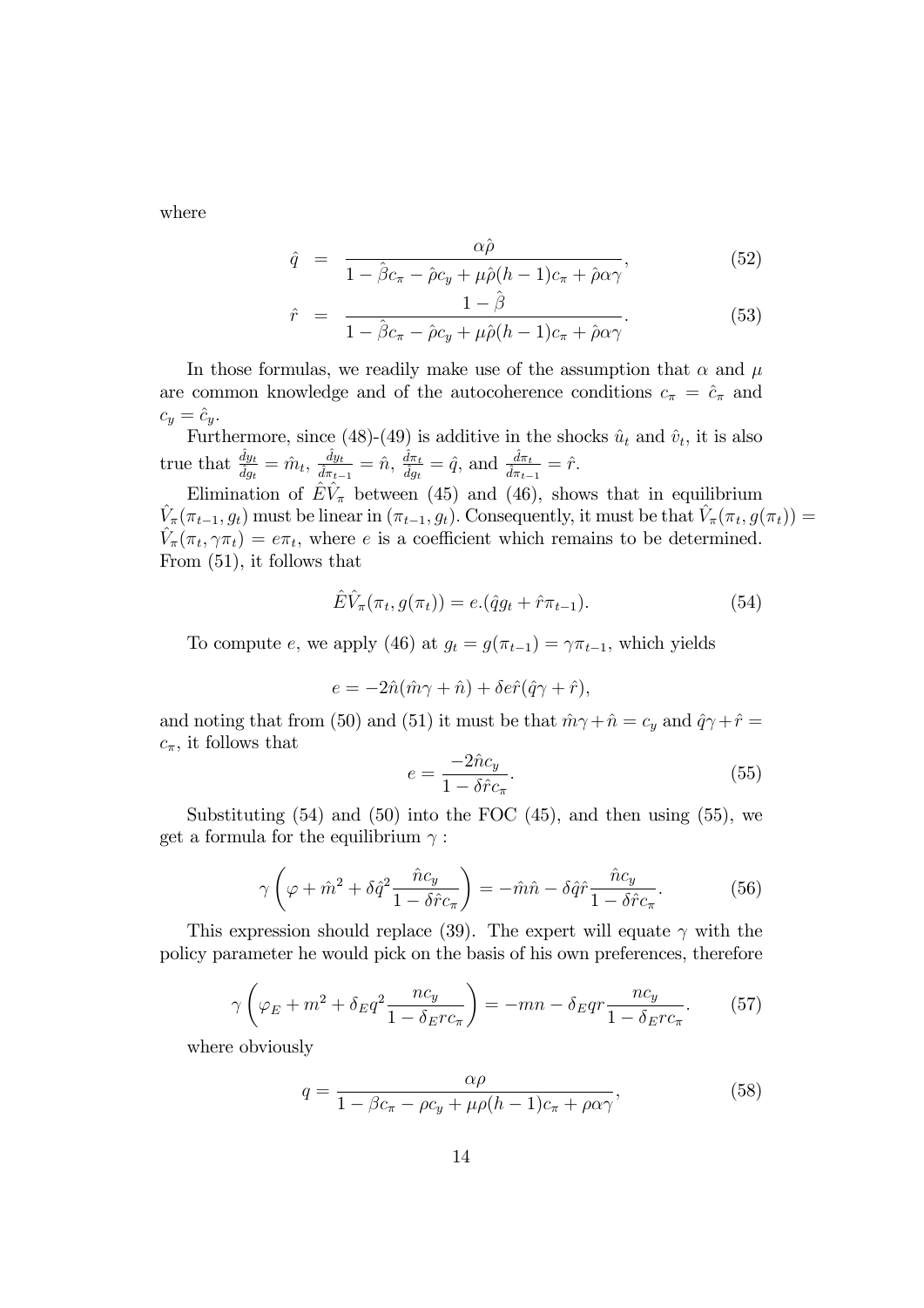where

$$\hat{q} = \frac{\alpha\hat{\rho}}{1 - \hat{\beta}c_{\pi} - \hat{\rho}c_y + \mu\hat{\rho}(h-1)c_{\pi} + \hat{\rho}\alpha\gamma}, \tag{52}$$

$$\hat{r} = \frac{1 - \hat{\beta}}{1 - \hat{\beta}c_{\pi} - \hat{\rho}c_y + \mu\hat{\rho}(h-1)c_{\pi} + \hat{\rho}\alpha\gamma}. \tag{53}$$

In those formulas, we readily make use of the assumption that $\alpha$ and $\mu$ are common knowledge and of the autocoherence conditions $c_{\pi} = \hat{c}_{\pi}$ and $c_y = \hat{c}_y$.

Furthermore, since (48)-(49) is additive in the shocks $\hat{u}_t$ and $\hat{v}_t$, it is also true that $\frac{\hat{d}y_t}{dg_t} = \hat{m}_t$, $\frac{\hat{d}y_t}{d\pi_{t-1}} = \hat{n}$, $\frac{\hat{d}\pi_t}{dg_t} = \hat{q}$, and $\frac{\hat{d}\pi_t}{d\pi_{t-1}} = \hat{r}$.

Elimination of $\hat{E}\hat{V}_{\pi}$ between (45) and (46), shows that in equilibrium $\hat{V}_{\pi}(\pi_{t-1}, g_t)$ must be linear in $(\pi_{t-1}, g_t)$. Consequently, it must be that $\hat{V}_{\pi}(\pi_t, g(\pi_t)) = \hat{V}_{\pi}(\pi_t, \gamma\pi_t) = e\pi_t$, where $e$ is a coefficient which remains to be determined. From (51), it follows that

$$\hat{E}\hat{V}_{\pi}(\pi_t, g(\pi_t)) = e.(\hat{q}g_t + \hat{r}\pi_{t-1}). \tag{54}$$

To compute $e$, we apply (46) at $g_t = g(\pi_{t-1}) = \gamma\pi_{t-1}$, which yields

$$e = -2\hat{n}(\hat{m}\gamma + \hat{n}) + \delta e\hat{r}(\hat{q}\gamma + \hat{r}),$$

and noting that from (50) and (51) it must be that $\hat{m}\gamma + \hat{n} = c_y$ and $\hat{q}\gamma + \hat{r} = c_{\pi}$, it follows that

$$e = \frac{-2\hat{n}c_y}{1 - \delta\hat{r}c_{\pi}}. \tag{55}$$

Substituting (54) and (50) into the FOC (45), and then using (55), we get a formula for the equilibrium $\gamma$ :

$$\gamma\left(\varphi + \hat{m}^2 + \delta\hat{q}^2\frac{\hat{n}c_y}{1 - \delta\hat{r}c_{\pi}}\right) = -\hat{m}\hat{n} - \delta\hat{q}\hat{r}\frac{\hat{n}c_y}{1 - \delta\hat{r}c_{\pi}}. \tag{56}$$

This expression should replace (39). The expert will equate $\gamma$ with the policy parameter he would pick on the basis of his own preferences, therefore

$$\gamma\left(\varphi_E + m^2 + \delta_E q^2\frac{nc_y}{1 - \delta_E rc_{\pi}}\right) = -mn - \delta_E qr\frac{nc_y}{1 - \delta_E rc_{\pi}}. \tag{57}$$

where obviously

$$q = \frac{\alpha\rho}{1 - \beta c_{\pi} - \rho c_y + \mu\rho(h-1)c_{\pi} + \rho\alpha\gamma}, \tag{58}$$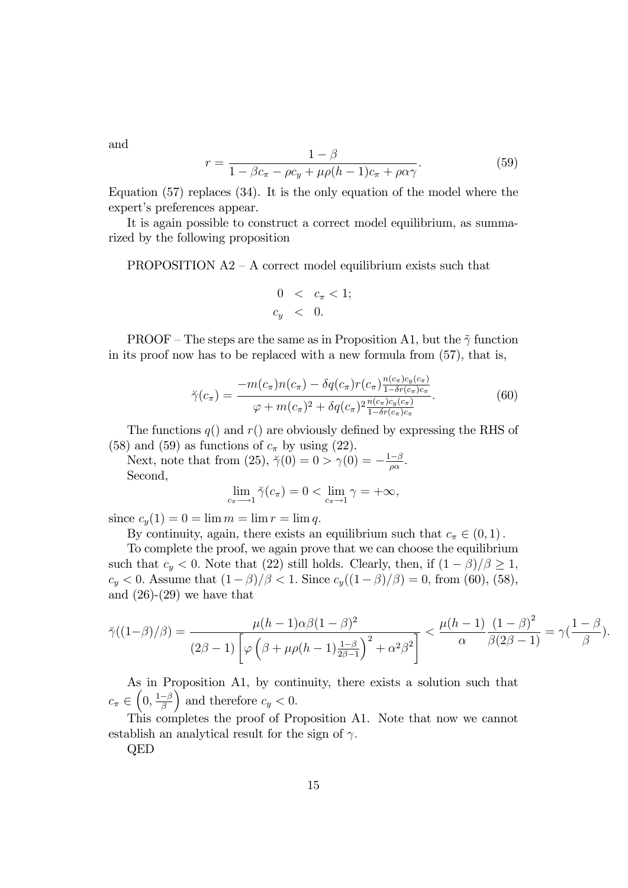and

$$r = \frac{1-\beta}{1-\beta c_\pi - \rho c_y + \mu\rho(h-1)c_\pi + \rho\alpha\gamma}. \tag{59}$$

Equation (57) replaces (34). It is the only equation of the model where the expert's preferences appear.

It is again possible to construct a correct model equilibrium, as summarized by the following proposition

PROPOSITION A2 – A correct model equilibrium exists such that

$$\begin{aligned} 0 &< c_\pi < 1; \\ c_y &< 0. \end{aligned}$$

PROOF – The steps are the same as in Proposition A1, but the $\tilde{\gamma}$ function in its proof now has to be replaced with a new formula from (57), that is,

$$\breve{\gamma}(c_\pi) = \frac{-m(c_\pi)n(c_\pi) - \delta q(c_\pi)r(c_\pi)\frac{n(c_\pi)c_y(c_\pi)}{1-\delta r(c_\pi)c_\pi}}{\varphi + m(c_\pi)^2 + \delta q(c_\pi)^2\frac{n(c_\pi)c_y(c_\pi)}{1-\delta r(c_\pi)c_\pi}}. \tag{60}$$

The functions $q()$ and $r()$ are obviously defined by expressing the RHS of (58) and (59) as functions of $c_\pi$ by using (22).

Next, note that from (25), $\breve{\gamma}(0) = 0 > \gamma(0) = -\frac{1-\beta}{\rho\alpha}$.

Second,

$$\lim_{c_\pi \longrightarrow 1} \breve{\gamma}(c_\pi) = 0 < \lim_{c_\pi \rightarrow 1} \gamma = +\infty,$$

since $c_y(1) = 0 = \lim m = \lim r = \lim q$.

By continuity, again, there exists an equilibrium such that $c_\pi \in (0,1)$.

To complete the proof, we again prove that we can choose the equilibrium such that $c_y < 0$. Note that (22) still holds. Clearly, then, if $(1-\beta)/\beta \geq 1$, $c_y < 0$. Assume that $(1-\beta)/\beta < 1$. Since $c_y((1-\beta)/\beta) = 0$, from (60), (58), and (26)-(29) we have that

$$\breve{\gamma}((1-\beta)/\beta) = \frac{\mu(h-1)\alpha\beta(1-\beta)^2}{(2\beta-1)\left[\varphi\left(\beta + \mu\rho(h-1)\frac{1-\beta}{2\beta-1}\right)^2 + \alpha^2\beta^2\right]} < \frac{\mu(h-1)}{\alpha}\frac{(1-\beta)^2}{\beta(2\beta-1)} = \gamma(\frac{1-\beta}{\beta}).$$

As in Proposition A1, by continuity, there exists a solution such that $c_\pi \in \left(0, \frac{1-\beta}{\beta}\right)$ and therefore $c_y < 0$.

This completes the proof of Proposition A1. Note that now we cannot establish an analytical result for the sign of $\gamma$.

QED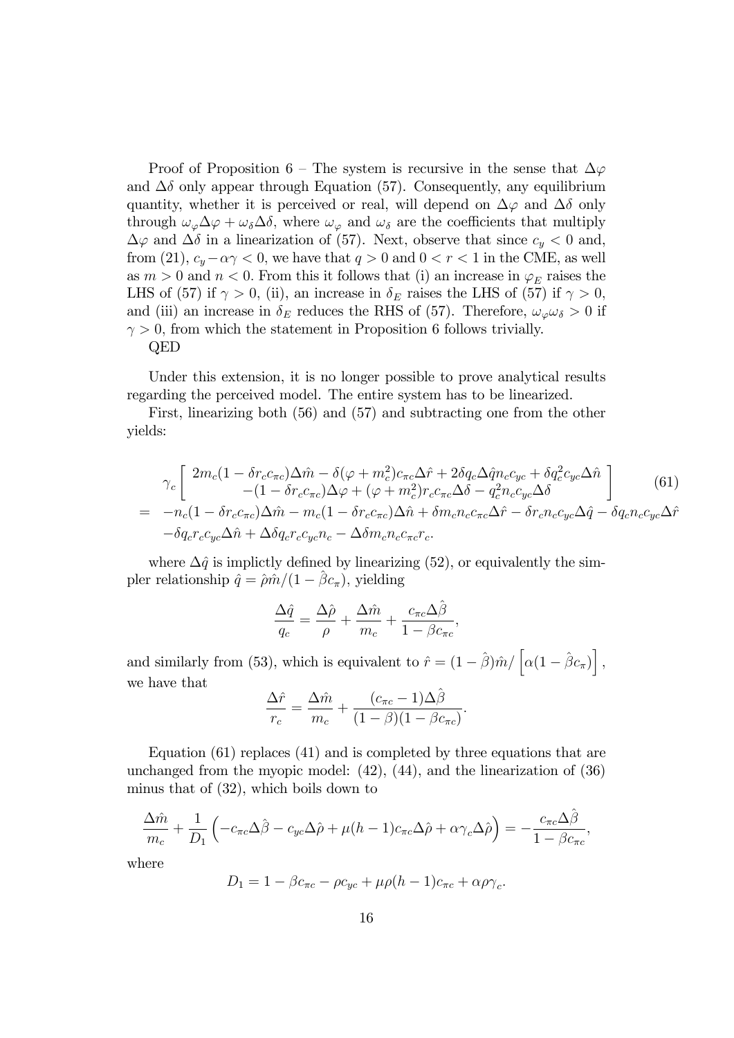Proof of Proposition 6 – The system is recursive in the sense that $\Delta\varphi$ and $\Delta\delta$ only appear through Equation (57). Consequently, any equilibrium quantity, whether it is perceived or real, will depend on $\Delta\varphi$ and $\Delta\delta$ only through $\omega_\varphi \Delta\varphi + \omega_\delta \Delta\delta$, where $\omega_\varphi$ and $\omega_\delta$ are the coefficients that multiply $\Delta\varphi$ and $\Delta\delta$ in a linearization of (57). Next, observe that since $c_y < 0$ and, from (21), $c_y - \alpha\gamma < 0$, we have that $q > 0$ and $0 < r < 1$ in the CME, as well as $m > 0$ and $n < 0$. From this it follows that (i) an increase in $\varphi_E$ raises the LHS of (57) if $\gamma > 0$, (ii), an increase in $\delta_E$ raises the LHS of (57) if $\gamma > 0$, and (iii) an increase in $\delta_E$ reduces the RHS of (57). Therefore, $\omega_\varphi \omega_\delta > 0$ if $\gamma > 0$, from which the statement in Proposition 6 follows trivially.

QED

Under this extension, it is no longer possible to prove analytical results regarding the perceived model. The entire system has to be linearized.

First, linearizing both (56) and (57) and subtracting one from the other yields:

$$
\begin{aligned}
& \gamma_c \left[ \begin{array}{c} 2m_c(1-\delta r_c c_{\pi c})\Delta\hat{m} - \delta(\varphi + m_c^2)c_{\pi c}\Delta\hat{r} + 2\delta q_c \Delta\hat{q} n_c c_{yc} + \delta q_c^2 c_{yc}\Delta\hat{n} \\ -(1-\delta r_c c_{\pi c})\Delta\varphi + (\varphi + m_c^2) r_c c_{\pi c}\Delta\delta - q_c^2 n_c c_{yc}\Delta\delta \end{array} \right] \qquad (61) \\
= \; & -n_c(1-\delta r_c c_{\pi c})\Delta\hat{m} - m_c(1-\delta r_c c_{\pi c})\Delta\hat{n} + \delta m_c n_c c_{\pi c}\Delta\hat{r} - \delta r_c n_c c_{yc}\Delta\hat{q} - \delta q_c n_c c_{yc}\Delta\hat{r} \\
& -\delta q_c r_c c_{yc}\Delta\hat{n} + \Delta\delta q_c r_c c_{yc} n_c - \Delta\delta m_c n_c c_{\pi c} r_c.
\end{aligned}
$$

where $\Delta\hat{q}$ is implictly defined by linearizing (52), or equivalently the simpler relationship $\hat{q} = \hat{\rho}\hat{m}/(1-\hat{\beta}c_\pi)$, yielding

$$
\frac{\Delta\hat{q}}{q_c} = \frac{\Delta\hat{\rho}}{\rho} + \frac{\Delta\hat{m}}{m_c} + \frac{c_{\pi c}\Delta\hat{\beta}}{1-\beta c_{\pi c}},
$$

and similarly from (53), which is equivalent to $\hat{r} = (1-\hat{\beta})\hat{m}/\left[\alpha(1-\hat{\beta}c_\pi)\right]$, we have that

$$
\frac{\Delta\hat{r}}{r_c} = \frac{\Delta\hat{m}}{m_c} + \frac{(c_{\pi c}-1)\Delta\hat{\beta}}{(1-\beta)(1-\beta c_{\pi c})}.
$$

Equation (61) replaces (41) and is completed by three equations that are unchanged from the myopic model: (42), (44), and the linearization of (36) minus that of (32), which boils down to

$$
\frac{\Delta\hat{m}}{m_c} + \frac{1}{D_1}\left(-c_{\pi c}\Delta\hat{\beta} - c_{yc}\Delta\hat{\rho} + \mu(h-1)c_{\pi c}\Delta\hat{\rho} + \alpha\gamma_c\Delta\hat{\rho}\right) = -\frac{c_{\pi c}\Delta\hat{\beta}}{1-\beta c_{\pi c}},
$$

where

$$
D_1 = 1 - \beta c_{\pi c} - \rho c_{yc} + \mu\rho(h-1)c_{\pi c} + \alpha\rho\gamma_c.
$$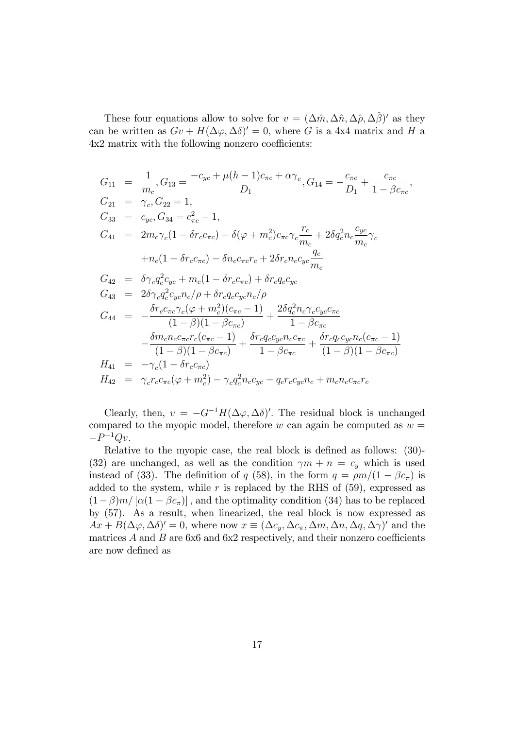These four equations allow to solve for $v = (\Delta\hat{m}, \Delta\hat{n}, \Delta\hat{\rho}, \Delta\hat{\beta})'$ as they can be written as $Gv + H(\Delta\varphi, \Delta\delta)' = 0$, where $G$ is a 4x4 matrix and $H$ a 4x2 matrix with the following nonzero coefficients:

$$
\begin{aligned}
G_{11} &= \frac{1}{m_c}, G_{13} = \frac{-c_{yc} + \mu(h-1)c_{\pi c} + \alpha\gamma_c}{D_1}, G_{14} = -\frac{c_{\pi c}}{D_1} + \frac{c_{\pi c}}{1-\beta c_{\pi c}}, \\
G_{21} &= \gamma_c, G_{22} = 1, \\
G_{33} &= c_{yc}, G_{34} = c_{\pi c}^2 - 1, \\
G_{41} &= 2m_c\gamma_c(1-\delta r_c c_{\pi c}) - \delta(\varphi + m_c^2)c_{\pi c}\gamma_c \frac{r_c}{m_c} + 2\delta q_c^2 n_c \frac{c_{yc}}{m_c}\gamma_c \\
&\quad + n_c(1-\delta r_c c_{\pi c}) - \delta n_c c_{\pi c} r_c + 2\delta r_c n_c c_{yc}\frac{q_c}{m_c} \\
G_{42} &= \delta\gamma_c q_c^2 c_{yc} + m_c(1-\delta r_c c_{\pi c}) + \delta r_c q_c c_{yc} \\
G_{43} &= 2\delta\gamma_c q_c^2 c_{yc} n_c/\rho + \delta r_c q_c c_{yc} n_c/\rho \\
G_{44} &= -\frac{\delta r_c c_{\pi c}\gamma_c(\varphi + m_c^2)(c_{\pi c}-1)}{(1-\beta)(1-\beta c_{\pi c})} + \frac{2\delta q_c^2 n_c \gamma_c c_{yc} c_{\pi c}}{1-\beta c_{\pi c}} \\
&\quad - \frac{\delta m_c n_c c_{\pi c} r_c(c_{\pi c}-1)}{(1-\beta)(1-\beta c_{\pi c})} + \frac{\delta r_c q_c c_{yc} n_c c_{\pi c}}{1-\beta c_{\pi c}} + \frac{\delta r_c q_c c_{yc} n_c(c_{\pi c}-1)}{(1-\beta)(1-\beta c_{\pi c})} \\
H_{41} &= -\gamma_c(1-\delta r_c c_{\pi c}) \\
H_{42} &= \gamma_c r_c c_{\pi c}(\varphi + m_c^2) - \gamma_c q_c^2 n_c c_{yc} - q_c r_c c_{yc} n_c + m_c n_c c_{\pi c} r_c
\end{aligned}
$$

Clearly, then, $v = -G^{-1}H(\Delta\varphi, \Delta\delta)'$. The residual block is unchanged compared to the myopic model, therefore $w$ can again be computed as $w = -P^{-1}Qv$.

Relative to the myopic case, the real block is defined as follows: (30)-(32) are unchanged, as well as the condition $\gamma m + n = c_y$ which is used instead of (33). The definition of $q$ (58), in the form $q = \rho m/(1-\beta c_\pi)$ is added to the system, while $r$ is replaced by the RHS of (59), expressed as $(1-\beta)m/[\alpha(1-\beta c_\pi)]$, and the optimality condition (34) has to be replaced by (57). As a result, when linearized, the real block is now expressed as $Ax + B(\Delta\varphi, \Delta\delta)' = 0$, where now $x \equiv (\Delta c_y, \Delta c_\pi, \Delta m, \Delta n, \Delta q, \Delta\gamma)'$ and the matrices $A$ and $B$ are 6x6 and 6x2 respectively, and their nonzero coefficients are now defined as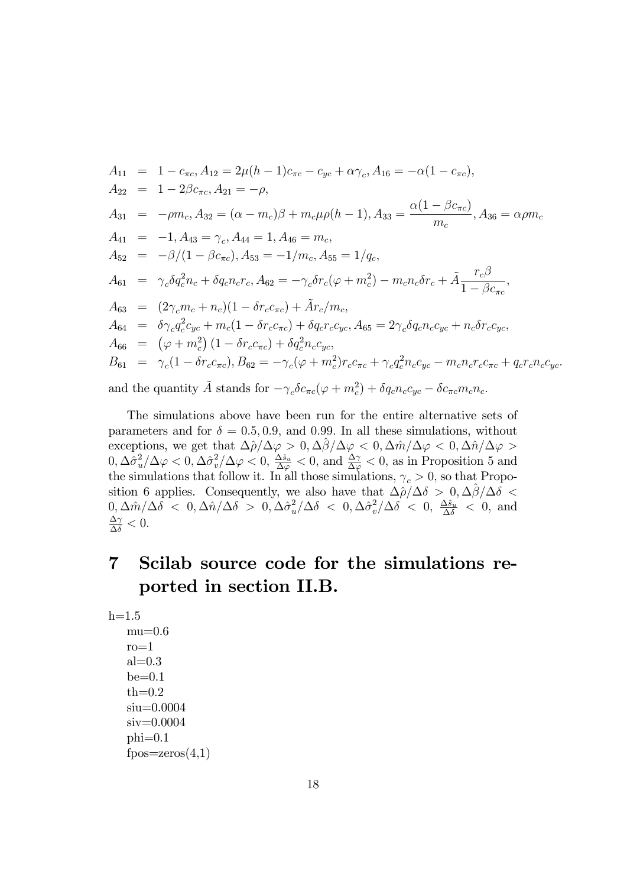$$
\begin{aligned}
A_{11} &= 1-c_{\pi c}, A_{12}=2\mu(h-1)c_{\pi c}-c_{yc}+\alpha\gamma_c, A_{16}=-\alpha(1-c_{\pi c}),\\
A_{22} &= 1-2\beta c_{\pi c}, A_{21}=-\rho,\\
A_{31} &= -\rho m_c, A_{32}=(\alpha-m_c)\beta+m_c\mu\rho(h-1), A_{33}=\frac{\alpha(1-\beta c_{\pi c})}{m_c}, A_{36}=\alpha\rho m_c\\
A_{41} &= -1, A_{43}=\gamma_c, A_{44}=1, A_{46}=m_c,\\
A_{52} &= -\beta/(1-\beta c_{\pi c}), A_{53}=-1/m_c, A_{55}=1/q_c,\\
A_{61} &= \gamma_c\delta q_c^2 n_c+\delta q_c n_c r_c, A_{62}=-\gamma_c\delta r_c(\varphi+m_c^2)-m_c n_c\delta r_c+\tilde{A}\frac{r_c\beta}{1-\beta c_{\pi c}},\\
A_{63} &= (2\gamma_c m_c+n_c)(1-\delta r_c c_{\pi c})+\tilde{A}r_c/m_c,\\
A_{64} &= \delta\gamma_c q_c^2 c_{yc}+m_c(1-\delta r_c c_{\pi c})+\delta q_c r_c c_{yc}, A_{65}=2\gamma_c\delta q_c n_c c_{yc}+n_c\delta r_c c_{yc},\\
A_{66} &= \left(\varphi+m_c^2\right)(1-\delta r_c c_{\pi c})+\delta q_c^2 n_c c_{yc},\\
B_{61} &= \gamma_c(1-\delta r_c c_{\pi c}), B_{62}=-\gamma_c(\varphi+m_c^2)r_c c_{\pi c}+\gamma_c q_c^2 n_c c_{yc}-m_c n_c r_c c_{\pi c}+q_c r_c n_c c_{yc}.
\end{aligned}
$$

and the quantity $\tilde{A}$ stands for $-\gamma_c\delta c_{\pi c}(\varphi+m_c^2)+\delta q_c n_c c_{yc}-\delta c_{\pi c}m_c n_c$.

The simulations above have been run for the entire alternative sets of parameters and for $\delta=0.5, 0.9$, and $0.99$. In all these simulations, without exceptions, we get that $\Delta\hat{\rho}/\Delta\varphi>0, \Delta\hat{\beta}/\Delta\varphi<0, \Delta\hat{m}/\Delta\varphi<0, \Delta\hat{n}/\Delta\varphi>0, \Delta\hat{\sigma}_u^2/\Delta\varphi<0, \Delta\hat{\sigma}_v^2/\Delta\varphi<0$, $\frac{\Delta\hat{s}_u}{\Delta\varphi}<0$, and $\frac{\Delta\gamma}{\Delta\varphi}<0$, as in Proposition 5 and the simulations that follow it. In all those simulations, $\gamma_c>0$, so that Proposition 6 applies. Consequently, we also have that $\Delta\hat{\rho}/\Delta\delta>0, \Delta\hat{\beta}/\Delta\delta<0, \Delta\hat{m}/\Delta\delta<0, \Delta\hat{n}/\Delta\delta>0, \Delta\hat{\sigma}_u^2/\Delta\delta<0, \Delta\hat{\sigma}_v^2/\Delta\delta<0$, $\frac{\Delta\hat{s}_u}{\Delta\delta}<0$, and $\frac{\Delta\gamma}{\Delta\delta}<0$.

# 7 Scilab source code for the simulations reported in section II.B.

```
h=1.5
mu=0.6
ro=1
al=0.3
be=0.1
th=0.2
siu=0.0004
siv=0.0004
phi=0.1
fpos=zeros(4,1)
```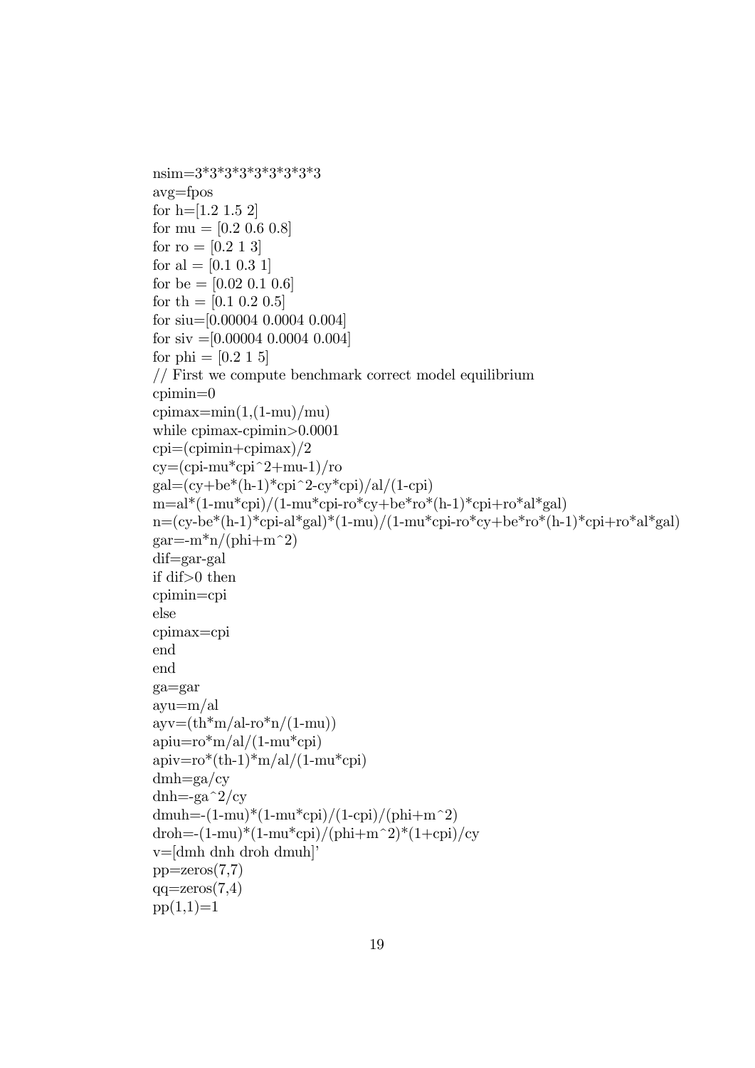```
nsim=3*3*3*3*3*3*3*3*3
avg=fpos
for h=[1.2 1.5 2]
for mu = [0.2 0.6 0.8]
for ro = [0.2 1 3]
for al = [0.1 0.3 1]
for be = [0.02 0.1 0.6]
for th = [0.1 0.2 0.5]
for siu=[0.00004 0.0004 0.004]
for siv =[0.00004 0.0004 0.004]
for phi = [0.2 1 5]
// First we compute benchmark correct model equilibrium
cpimin=0
cpimax=min(1,(1-mu)/mu)
while cpimax-cpimin>0.0001
cpi=(cpimin+cpimax)/2
cy=(cpi-mu*cpi^2+mu-1)/ro
gal=(cy+be*(h-1)*cpi^2-cy*cpi)/al/(1-cpi)
m=al*(1-mu*cpi)/(1-mu*cpi-ro*cy+be*ro*(h-1)*cpi+ro*al*gal)
n=(cy-be*(h-1)*cpi-al*gal)*(1-mu)/(1-mu*cpi-ro*cy+be*ro*(h-1)*cpi+ro*al*gal)
gar=-m*n/(phi+m^2)
dif=gar-gal
if dif>0 then
cpimin=cpi
else
cpimax=cpi
end
end
ga=gar
ayu=m/al
ayv=(th*m/al-ro*n/(1-mu))
apiu=ro*m/al/(1-mu*cpi)
apiv=ro*(th-1)*m/al/(1-mu*cpi)
dmh=ga/cy
dnh=-ga^2/cy
dmuh=-(1-mu)*(1-mu*cpi)/(1-cpi)/(phi+m^2)
droh=-(1-mu)*(1-mu*cpi)/(phi+m^2)*(1+cpi)/cy
v=[dmh dnh droh dmuh]'
pp=zeros(7,7)
qq=zeros(7,4)
pp(1,1)=1
```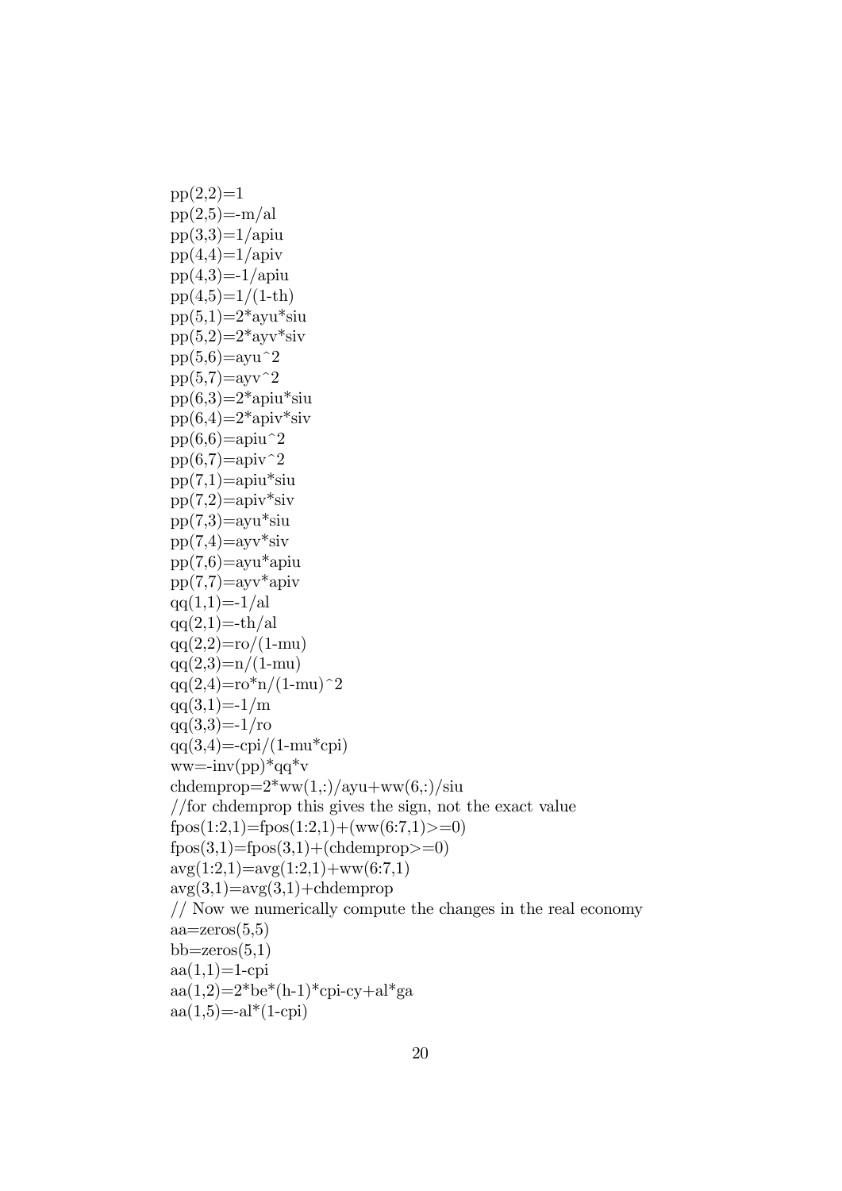```
pp(2,2)=1
pp(2,5)=-m/al
pp(3,3)=1/apiu
pp(4,4)=1/apiv
pp(4,3)=-1/apiu
pp(4,5)=1/(1-th)
pp(5,1)=2*ayu*siu
pp(5,2)=2*ayv*siv
pp(5,6)=ayu^2
pp(5,7)=ayv^2
pp(6,3)=2*apiu*siu
pp(6,4)=2*apiv*siv
pp(6,6)=apiu^2
pp(6,7)=apiv^2
pp(7,1)=apiu*siu
pp(7,2)=apiv*siv
pp(7,3)=ayu*siu
pp(7,4)=ayv*siv
pp(7,6)=ayu*apiu
pp(7,7)=ayv*apiv
qq(1,1)=-1/al
qq(2,1)=-th/al
qq(2,2)=ro/(1-mu)
qq(2,3)=n/(1-mu)
qq(2,4)=ro*n/(1-mu)^2
qq(3,1)=-1/m
qq(3,3)=-1/ro
qq(3,4)=-cpi/(1-mu*cpi)
ww=-inv(pp)*qq*v
chdemprop=2*ww(1,:)/ayu+ww(6,:)/siu
//for chdemprop this gives the sign, not the exact value
fpos(1:2,1)=fpos(1:2,1)+(ww(6:7,1)>=0)
fpos(3,1)=fpos(3,1)+(chdemprop>=0)
avg(1:2,1)=avg(1:2,1)+ww(6:7,1)
avg(3,1)=avg(3,1)+chdemprop
// Now we numerically compute the changes in the real economy
aa=zeros(5,5)
bb=zeros(5,1)
aa(1,1)=1-cpi
aa(1,2)=2*be*(h-1)*cpi-cy+al*ga
aa(1,5)=-al*(1-cpi)
```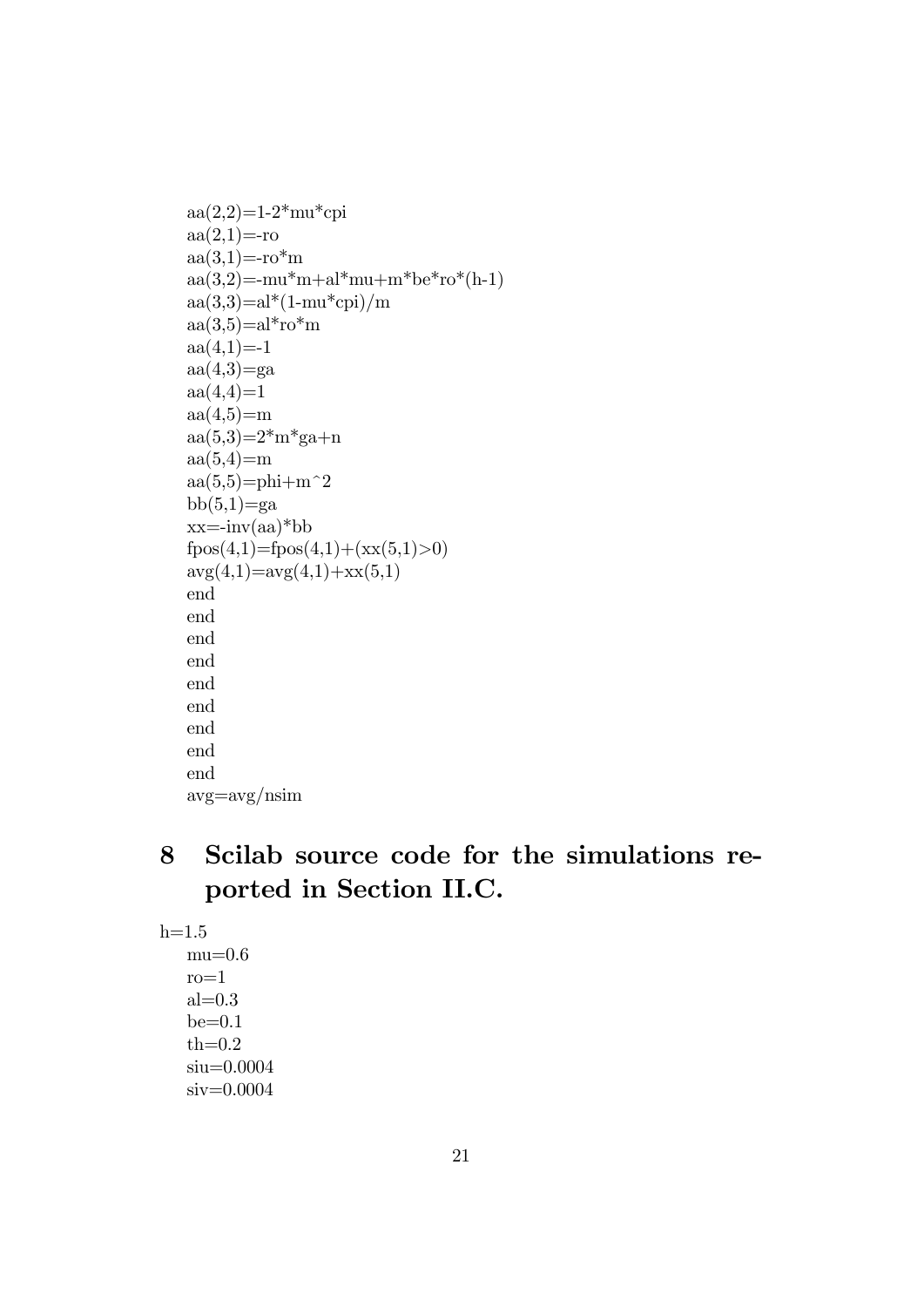```
aa(2,2)=1-2*mu*cpi
aa(2,1)=-ro
aa(3,1)=-ro*m
aa(3,2)=-mu*m+al*mu+m*be*ro*(h-1)
aa(3,3)=al*(1-mu*cpi)/m
aa(3,5)=al*ro*m
aa(4,1)=-1
aa(4,3)=ga
aa(4,4)=1
aa(4,5)=m
aa(5,3)=2*m*ga+n
aa(5,4)=m
aa(5,5)=phi+m^2
bb(5,1)=ga
xx=-inv(aa)*bb
fpos(4,1)=fpos(4,1)+(xx(5,1)>0)
avg(4,1)=avg(4,1)+xx(5,1)
end
end
end
end
end
end
end
end
end
avg=avg/nsim
```

# 8 Scilab source code for the simulations reported in Section II.C.

```
h=1.5
mu=0.6
ro=1
al=0.3
be=0.1
th=0.2
siu=0.0004
siv=0.0004
```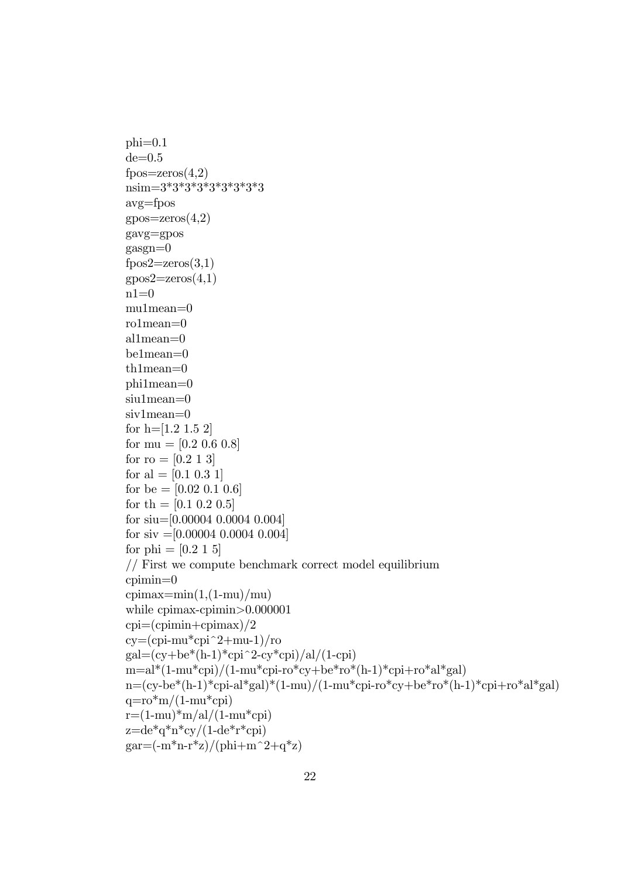```
phi=0.1
de=0.5
fpos=zeros(4,2)
nsim=3*3*3*3*3*3*3*3*3
avg=fpos
gpos=zeros(4,2)
gavg=gpos
gasgn=0
fpos2=zeros(3,1)
gpos2=zeros(4,1)
n1=0
mu1mean=0
ro1mean=0
al1mean=0
be1mean=0
th1mean=0
phi1mean=0
siu1mean=0
siv1mean=0
for h=[1.2 1.5 2]
for mu = [0.2 0.6 0.8]
for ro = [0.2 1 3]
for al = [0.1 0.3 1]
for be = [0.02 0.1 0.6]
for th = [0.1 0.2 0.5]
for siu=[0.00004 0.0004 0.004]
for siv =[0.00004 0.0004 0.004]
for phi = [0.2 1 5]
// First we compute benchmark correct model equilibrium
cpimin=0
cpimax=min(1,(1-mu)/mu)
while cpimax-cpimin>0.000001
cpi=(cpimin+cpimax)/2
cy=(cpi-mu*cpi^2+mu-1)/ro
gal=(cy+be*(h-1)*cpi^2-cy*cpi)/al/(1-cpi)
m=al*(1-mu*cpi)/(1-mu*cpi-ro*cy+be*ro*(h-1)*cpi+ro*al*gal)
n=(cy-be*(h-1)*cpi-al*gal)*(1-mu)/(1-mu*cpi-ro*cy+be*ro*(h-1)*cpi+ro*al*gal)
q=ro*m/(1-mu*cpi)
r=(1-mu)*m/al/(1-mu*cpi)
z=de*q*n*cy/(1-de*r*cpi)
gar=(-m*n-r*z)/(phi+m^2+q*z)
```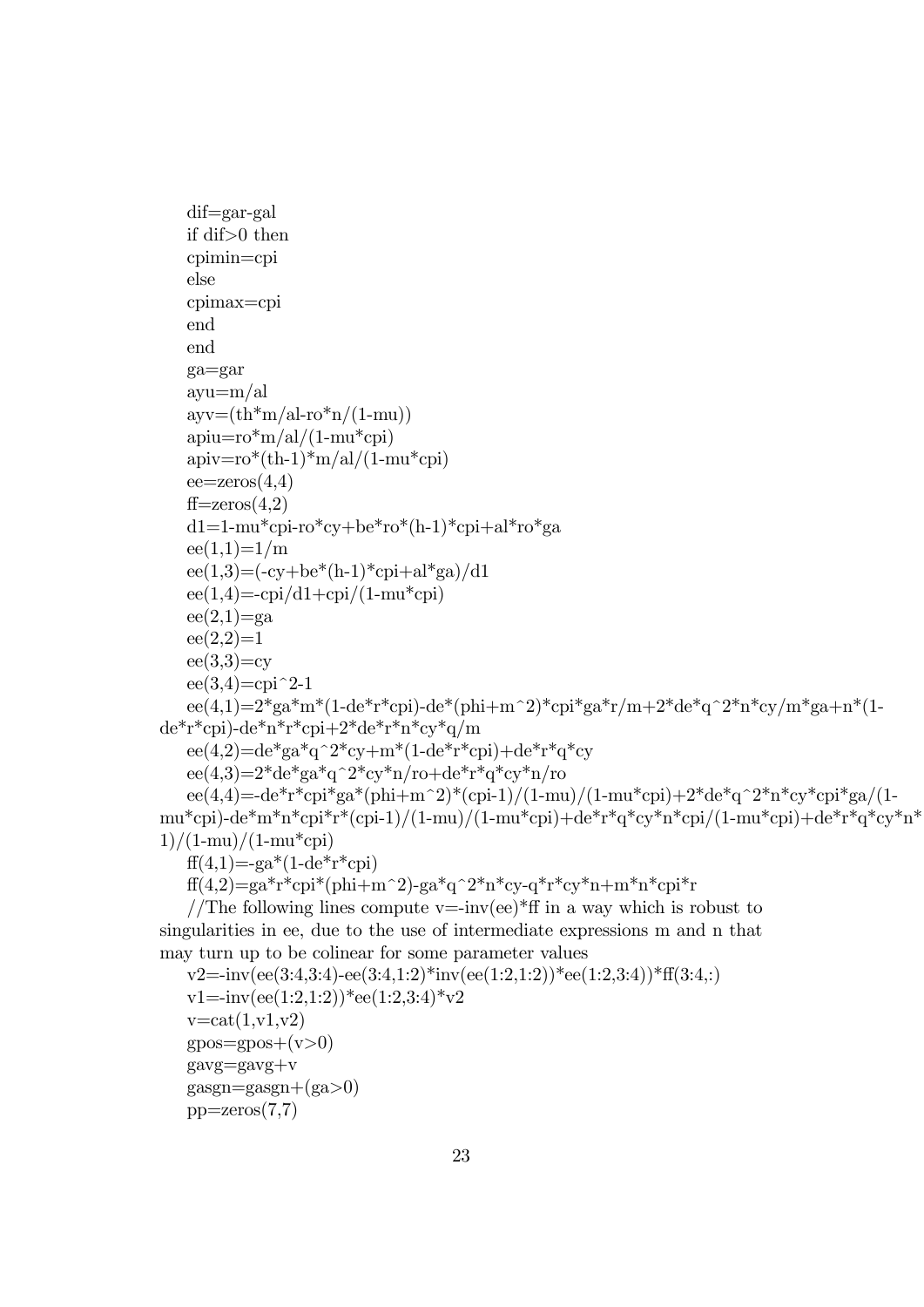```
dif=gar-gal
if dif>0 then
cpimin=cpi
else
cpimax=cpi
end
end
ga=gar
ayu=m/al
ayv=(th*m/al-ro*n/(1-mu))
apiu=ro*m/al/(1-mu*cpi)
apiv=ro*(th-1)*m/al/(1-mu*cpi)
ee=zeros(4,4)
ff=zeros(4,2)
d1=1-mu*cpi-ro*cy+be*ro*(h-1)*cpi+al*ro*ga
ee(1,1)=1/m
ee(1,3)=(-cy+be*(h-1)*cpi+al*ga)/d1
ee(1,4)=-cpi/d1+cpi/(1-mu*cpi)
ee(2,1)=ga
ee(2,2)=1
ee(3,3)=cy
ee(3,4)=cpi^2-1
ee(4,1)=2*ga*m*(1-de*r*cpi)-de*(phi+m^2)*cpi*ga*r/m+2*de*q^2*n*cy/m*ga+n*(1-
de*r*cpi)-de*n*r*cpi+2*de*r*n*cy*q/m
ee(4,2)=de*ga*q^2*cy+m*(1-de*r*cpi)+de*r*q*cy
ee(4,3)=2*de*ga*q^2*cy*n/ro+de*r*q*cy*n/ro
ee(4,4)=-de*r*cpi*ga*(phi+m^2)*(cpi-1)/(1-mu)/(1-mu*cpi)+2*de*q^2*n*cy*cpi*ga/(1-
mu*cpi)-de*m*n*cpi*r*(cpi-1)/(1-mu)/(1-mu*cpi)+de*r*q*cy*n*cpi/(1-mu*cpi)+de*r*q*cy*n*
1)/(1-mu)/(1-mu*cpi)
ff(4,1)=-ga*(1-de*r*cpi)
ff(4,2)=ga*r*cpi*(phi+m^2)-ga*q^2*n*cy-q*r*cy*n+m*n*cpi*r
//The following lines compute v=-inv(ee)*ff in a way which is robust to
singularities in ee, due to the use of intermediate expressions m and n that
may turn up to be colinear for some parameter values
v2=-inv(ee(3:4,3:4)-ee(3:4,1:2)*inv(ee(1:2,1:2))*ee(1:2,3:4))*ff(3:4,:)
v1=-inv(ee(1:2,1:2))*ee(1:2,3:4)*v2
v=cat(1,v1,v2)
gpos=gpos+(v>0)
gavg=gavg+v
gasgn=gasgn+(ga>0)
pp=zeros(7,7)
```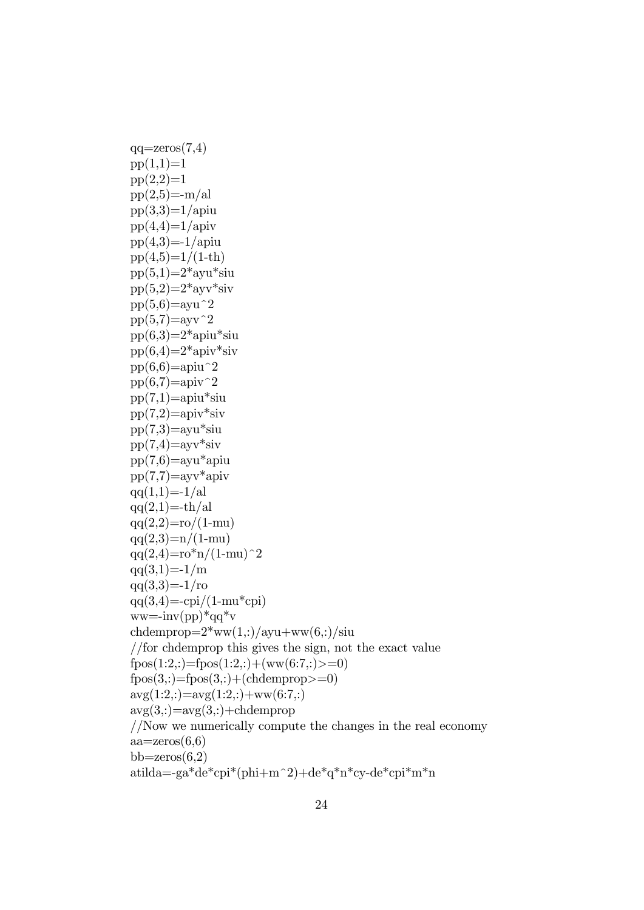```
qq=zeros(7,4)
pp(1,1)=1
pp(2,2)=1
pp(2,5)=-m/al
pp(3,3)=1/apiu
pp(4,4)=1/apiv
pp(4,3)=-1/apiu
pp(4,5)=1/(1-th)
pp(5,1)=2*ayu*siu
pp(5,2)=2*ayv*siv
pp(5,6)=ayu^2
pp(5,7)=ayv^2
pp(6,3)=2*apiu*siu
pp(6,4)=2*apiv*siv
pp(6,6)=apiu^2
pp(6,7)=apiv^2
pp(7,1)=apiu*siu
pp(7,2)=apiv*siv
pp(7,3)=ayu*siu
pp(7,4)=ayv*siv
pp(7,6)=ayu*apiu
pp(7,7)=ayv*apiv
qq(1,1)=-1/al
qq(2,1)=-th/al
qq(2,2)=ro/(1-mu)
qq(2,3)=n/(1-mu)
qq(2,4)=ro*n/(1-mu)^2
qq(3,1)=-1/m
qq(3,3)=-1/ro
qq(3,4)=-cpi/(1-mu*cpi)
ww=-inv(pp)*qq*v
chdemprop=2*ww(1,:)/ayu+ww(6,:)/siu
//for chdemprop this gives the sign, not the exact value
fpos(1:2,:)=fpos(1:2,:)+(ww(6:7,:)>=0)
fpos(3,:)=fpos(3,:)+(chdemprop>=0)
avg(1:2,:)=avg(1:2,:)+ww(6:7,:)
avg(3,:)=avg(3,:)+chdemprop
//Now we numerically compute the changes in the real economy
aa=zeros(6,6)
bb=zeros(6,2)
atilda=-ga*de*cpi*(phi+m^2)+de*q*n*cy-de*cpi*m*n
```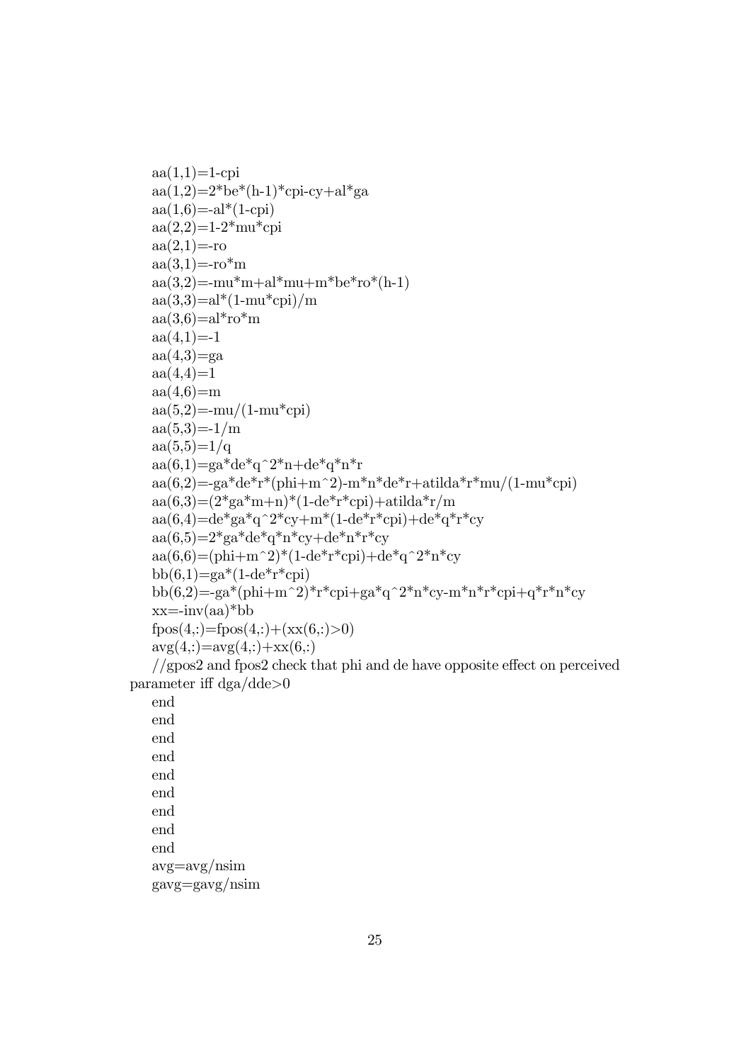```
aa(1,1)=1-cpi
aa(1,2)=2*be*(h-1)*cpi-cy+al*ga
aa(1,6)=-al*(1-cpi)
aa(2,2)=1-2*mu*cpi
aa(2,1)=-ro
aa(3,1)=-ro*m
aa(3,2)=-mu*m+al*mu+m*be*ro*(h-1)
aa(3,3)=al*(1-mu*cpi)/m
aa(3,6)=al*ro*m
aa(4,1)=-1
aa(4,3)=ga
aa(4,4)=1
aa(4,6)=m
aa(5,2)=-mu/(1-mu*cpi)
aa(5,3)=-1/m
aa(5,5)=1/q
aa(6,1)=ga*de*q^2*n+de*q*n*r
aa(6,2)=-ga*de*r*(phi+m^2)-m*n*de*r+atilda*r*mu/(1-mu*cpi)
aa(6,3)=(2*ga*m+n)*(1-de*r*cpi)+atilda*r/m
aa(6,4)=de*ga*q^2*cy+m*(1-de*r*cpi)+de*q*r*cy
aa(6,5)=2*ga*de*q*n*cy+de*n*r*cy
aa(6,6)=(phi+m^2)*(1-de*r*cpi)+de*q^2*n*cy
bb(6,1)=ga*(1-de*r*cpi)
bb(6,2)=-ga*(phi+m^2)*r*cpi+ga*q^2*n*cy-m*n*r*cpi+q*r*n*cy
xx=-inv(aa)*bb
fpos(4,:)=fpos(4,:)+(xx(6,:)>0)
avg(4,:)=avg(4,:)+xx(6,:)
//gpos2 and fpos2 check that phi and de have opposite effect on perceived parameter iff dga/dde>0
end
end
end
end
end
end
end
end
end
avg=avg/nsim
gavg=gavg/nsim
```